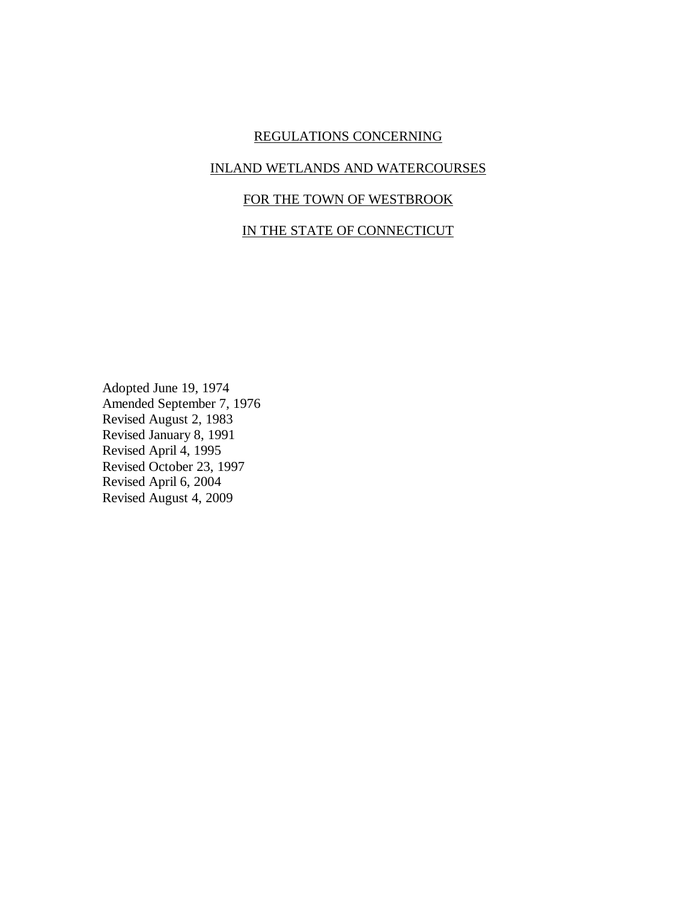# REGULATIONS CONCERNING

# INLAND WETLANDS AND WATERCOURSES

# FOR THE TOWN OF WESTBROOK

# IN THE STATE OF CONNECTICUT

Adopted June 19, 1974
Amended September 7, 1976
Revised August 2, 1983
Revised January 8, 1991
Revised April 4, 1995
Revised October 23, 1997
Revised April 6, 2004
Revised August 4, 2009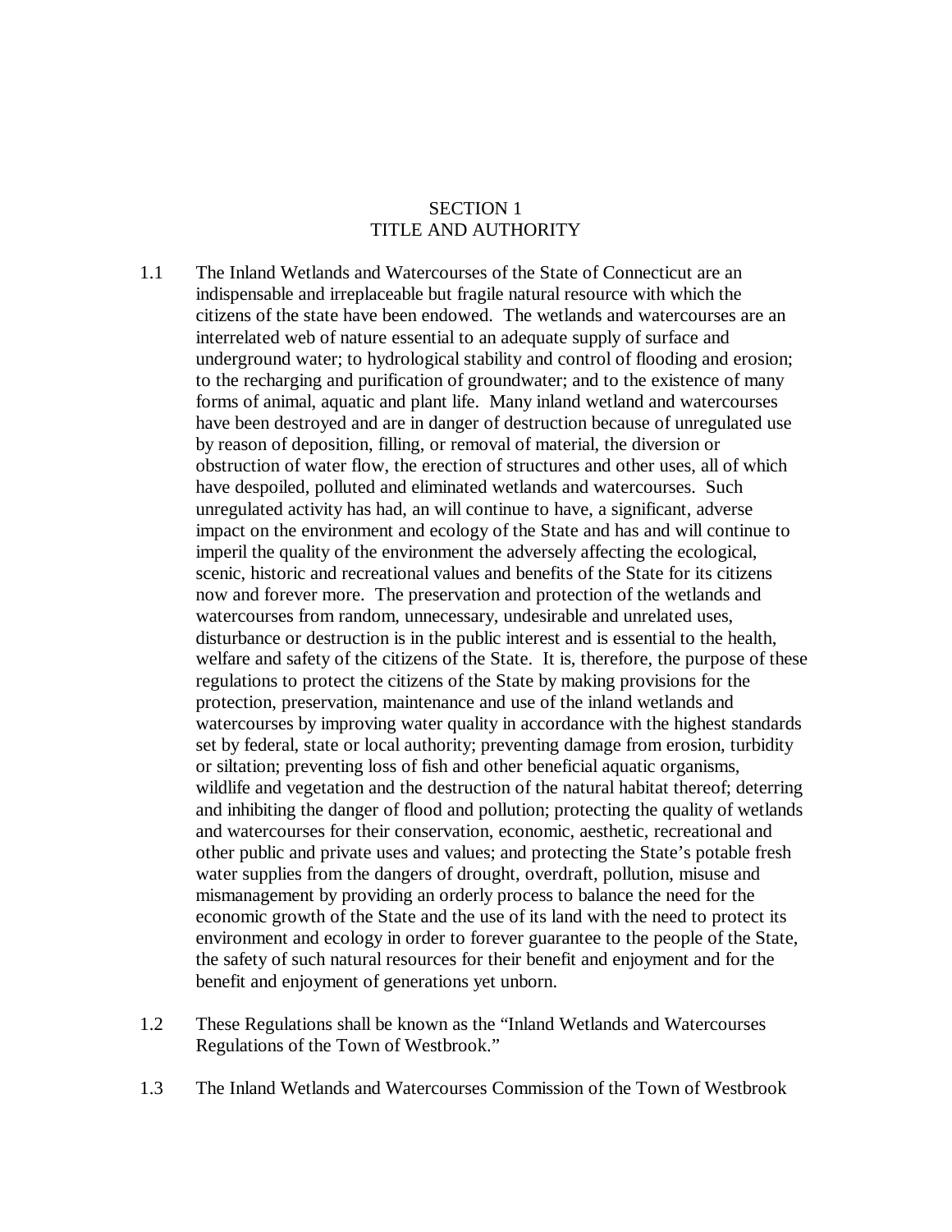## SECTION 1
## TITLE AND AUTHORITY

1.1 The Inland Wetlands and Watercourses of the State of Connecticut are an indispensable and irreplaceable but fragile natural resource with which the citizens of the state have been endowed. The wetlands and watercourses are an interrelated web of nature essential to an adequate supply of surface and underground water; to hydrological stability and control of flooding and erosion; to the recharging and purification of groundwater; and to the existence of many forms of animal, aquatic and plant life. Many inland wetland and watercourses have been destroyed and are in danger of destruction because of unregulated use by reason of deposition, filling, or removal of material, the diversion or obstruction of water flow, the erection of structures and other uses, all of which have despoiled, polluted and eliminated wetlands and watercourses. Such unregulated activity has had, an will continue to have, a significant, adverse impact on the environment and ecology of the State and has and will continue to imperil the quality of the environment the adversely affecting the ecological, scenic, historic and recreational values and benefits of the State for its citizens now and forever more. The preservation and protection of the wetlands and watercourses from random, unnecessary, undesirable and unrelated uses, disturbance or destruction is in the public interest and is essential to the health, welfare and safety of the citizens of the State. It is, therefore, the purpose of these regulations to protect the citizens of the State by making provisions for the protection, preservation, maintenance and use of the inland wetlands and watercourses by improving water quality in accordance with the highest standards set by federal, state or local authority; preventing damage from erosion, turbidity or siltation; preventing loss of fish and other beneficial aquatic organisms, wildlife and vegetation and the destruction of the natural habitat thereof; deterring and inhibiting the danger of flood and pollution; protecting the quality of wetlands and watercourses for their conservation, economic, aesthetic, recreational and other public and private uses and values; and protecting the State's potable fresh water supplies from the dangers of drought, overdraft, pollution, misuse and mismanagement by providing an orderly process to balance the need for the economic growth of the State and the use of its land with the need to protect its environment and ecology in order to forever guarantee to the people of the State, the safety of such natural resources for their benefit and enjoyment and for the benefit and enjoyment of generations yet unborn.

1.2 These Regulations shall be known as the "Inland Wetlands and Watercourses Regulations of the Town of Westbrook."

1.3 The Inland Wetlands and Watercourses Commission of the Town of Westbrook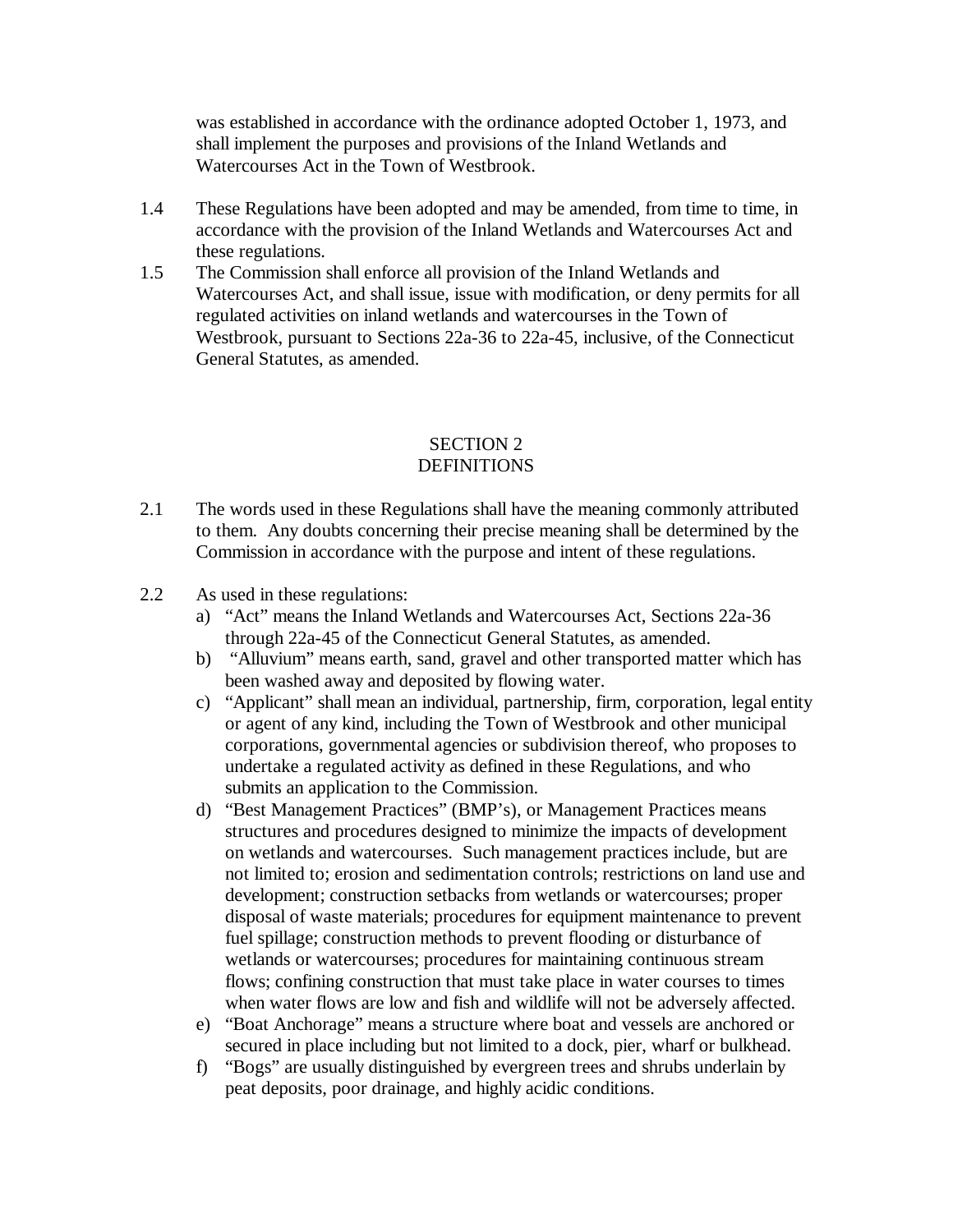was established in accordance with the ordinance adopted October 1, 1973, and shall implement the purposes and provisions of the Inland Wetlands and Watercourses Act in the Town of Westbrook.

1.4 These Regulations have been adopted and may be amended, from time to time, in accordance with the provision of the Inland Wetlands and Watercourses Act and these regulations.

1.5 The Commission shall enforce all provision of the Inland Wetlands and Watercourses Act, and shall issue, issue with modification, or deny permits for all regulated activities on inland wetlands and watercourses in the Town of Westbrook, pursuant to Sections 22a-36 to 22a-45, inclusive, of the Connecticut General Statutes, as amended.

## SECTION 2
## DEFINITIONS

2.1 The words used in these Regulations shall have the meaning commonly attributed to them. Any doubts concerning their precise meaning shall be determined by the Commission in accordance with the purpose and intent of these regulations.

2.2 As used in these regulations:

a) "Act" means the Inland Wetlands and Watercourses Act, Sections 22a-36 through 22a-45 of the Connecticut General Statutes, as amended.

b) "Alluvium" means earth, sand, gravel and other transported matter which has been washed away and deposited by flowing water.

c) "Applicant" shall mean an individual, partnership, firm, corporation, legal entity or agent of any kind, including the Town of Westbrook and other municipal corporations, governmental agencies or subdivision thereof, who proposes to undertake a regulated activity as defined in these Regulations, and who submits an application to the Commission.

d) "Best Management Practices" (BMP's), or Management Practices means structures and procedures designed to minimize the impacts of development on wetlands and watercourses. Such management practices include, but are not limited to; erosion and sedimentation controls; restrictions on land use and development; construction setbacks from wetlands or watercourses; proper disposal of waste materials; procedures for equipment maintenance to prevent fuel spillage; construction methods to prevent flooding or disturbance of wetlands or watercourses; procedures for maintaining continuous stream flows; confining construction that must take place in water courses to times when water flows are low and fish and wildlife will not be adversely affected.

e) "Boat Anchorage" means a structure where boat and vessels are anchored or secured in place including but not limited to a dock, pier, wharf or bulkhead.

f) "Bogs" are usually distinguished by evergreen trees and shrubs underlain by peat deposits, poor drainage, and highly acidic conditions.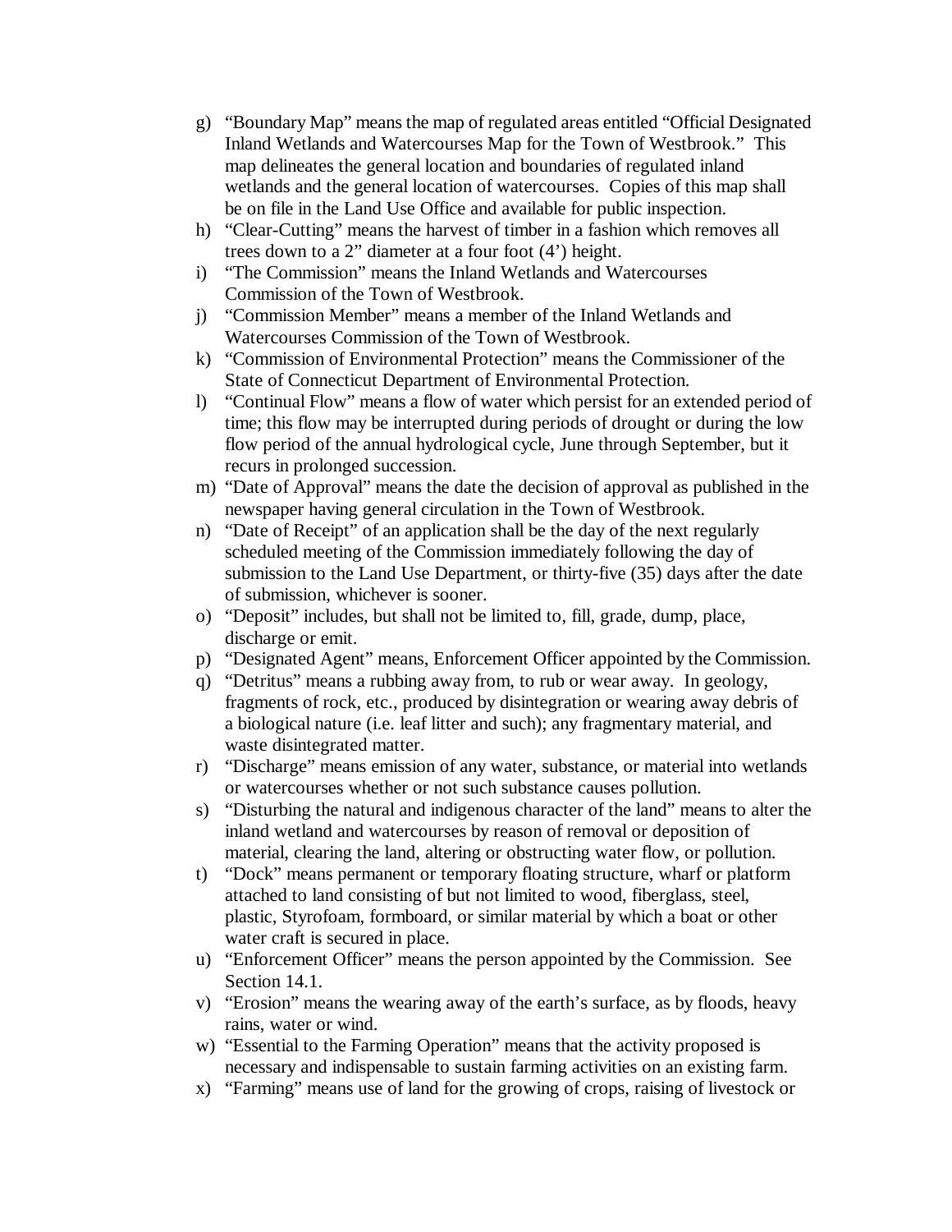g) "Boundary Map" means the map of regulated areas entitled "Official Designated Inland Wetlands and Watercourses Map for the Town of Westbrook." This map delineates the general location and boundaries of regulated inland wetlands and the general location of watercourses. Copies of this map shall be on file in the Land Use Office and available for public inspection.
h) "Clear-Cutting" means the harvest of timber in a fashion which removes all trees down to a 2" diameter at a four foot (4') height.
i) "The Commission" means the Inland Wetlands and Watercourses Commission of the Town of Westbrook.
j) "Commission Member" means a member of the Inland Wetlands and Watercourses Commission of the Town of Westbrook.
k) "Commission of Environmental Protection" means the Commissioner of the State of Connecticut Department of Environmental Protection.
l) "Continual Flow" means a flow of water which persist for an extended period of time; this flow may be interrupted during periods of drought or during the low flow period of the annual hydrological cycle, June through September, but it recurs in prolonged succession.
m) "Date of Approval" means the date the decision of approval as published in the newspaper having general circulation in the Town of Westbrook.
n) "Date of Receipt" of an application shall be the day of the next regularly scheduled meeting of the Commission immediately following the day of submission to the Land Use Department, or thirty-five (35) days after the date of submission, whichever is sooner.
o) "Deposit" includes, but shall not be limited to, fill, grade, dump, place, discharge or emit.
p) "Designated Agent" means, Enforcement Officer appointed by the Commission.
q) "Detritus" means a rubbing away from, to rub or wear away. In geology, fragments of rock, etc., produced by disintegration or wearing away debris of a biological nature (i.e. leaf litter and such); any fragmentary material, and waste disintegrated matter.
r) "Discharge" means emission of any water, substance, or material into wetlands or watercourses whether or not such substance causes pollution.
s) "Disturbing the natural and indigenous character of the land" means to alter the inland wetland and watercourses by reason of removal or deposition of material, clearing the land, altering or obstructing water flow, or pollution.
t) "Dock" means permanent or temporary floating structure, wharf or platform attached to land consisting of but not limited to wood, fiberglass, steel, plastic, Styrofoam, formboard, or similar material by which a boat or other water craft is secured in place.
u) "Enforcement Officer" means the person appointed by the Commission. See Section 14.1.
v) "Erosion" means the wearing away of the earth's surface, as by floods, heavy rains, water or wind.
w) "Essential to the Farming Operation" means that the activity proposed is necessary and indispensable to sustain farming activities on an existing farm.
x) "Farming" means use of land for the growing of crops, raising of livestock or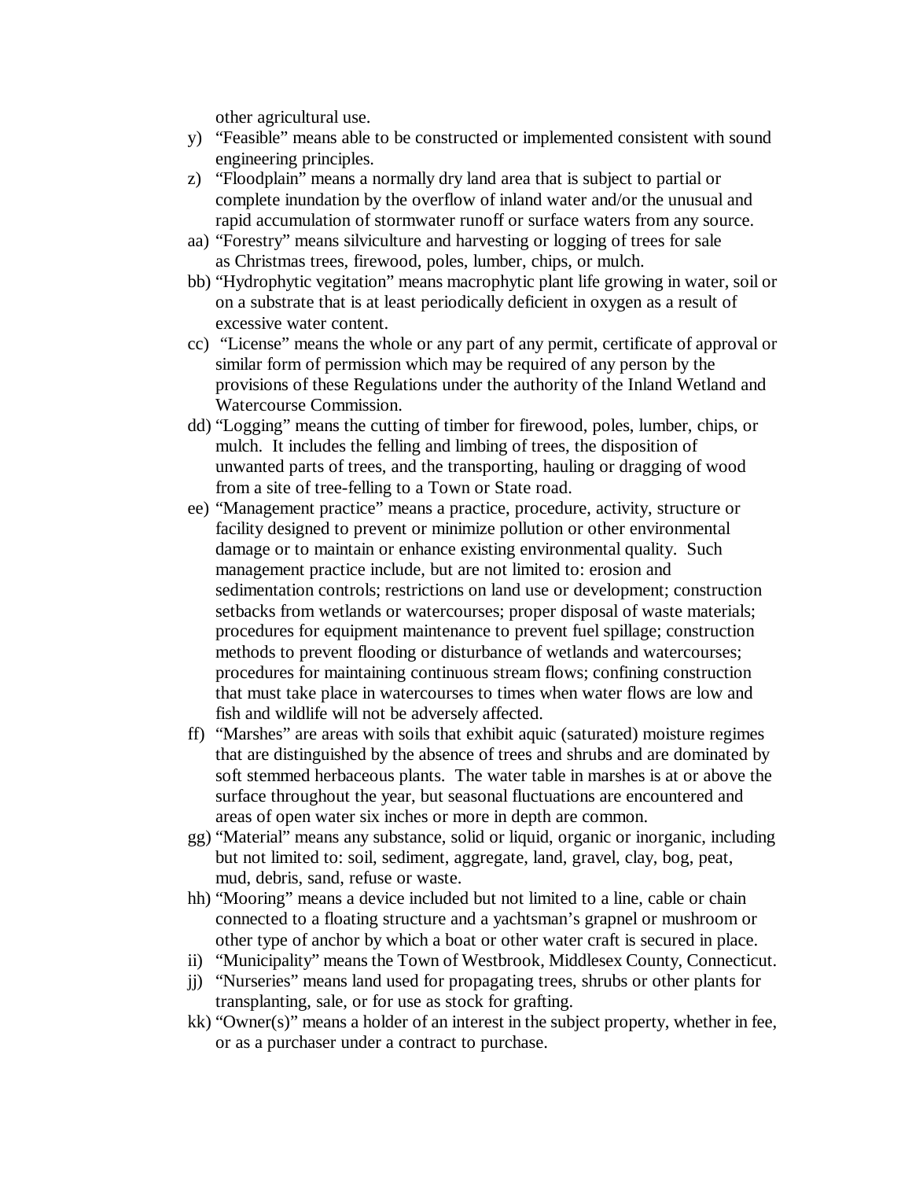other agricultural use.

y) "Feasible" means able to be constructed or implemented consistent with sound engineering principles.

z) "Floodplain" means a normally dry land area that is subject to partial or complete inundation by the overflow of inland water and/or the unusual and rapid accumulation of stormwater runoff or surface waters from any source.

aa) "Forestry" means silviculture and harvesting or logging of trees for sale as Christmas trees, firewood, poles, lumber, chips, or mulch.

bb) "Hydrophytic vegitation" means macrophytic plant life growing in water, soil or on a substrate that is at least periodically deficient in oxygen as a result of excessive water content.

cc) "License" means the whole or any part of any permit, certificate of approval or similar form of permission which may be required of any person by the provisions of these Regulations under the authority of the Inland Wetland and Watercourse Commission.

dd) "Logging" means the cutting of timber for firewood, poles, lumber, chips, or mulch. It includes the felling and limbing of trees, the disposition of unwanted parts of trees, and the transporting, hauling or dragging of wood from a site of tree-felling to a Town or State road.

ee) "Management practice" means a practice, procedure, activity, structure or facility designed to prevent or minimize pollution or other environmental damage or to maintain or enhance existing environmental quality. Such management practice include, but are not limited to: erosion and sedimentation controls; restrictions on land use or development; construction setbacks from wetlands or watercourses; proper disposal of waste materials; procedures for equipment maintenance to prevent fuel spillage; construction methods to prevent flooding or disturbance of wetlands and watercourses; procedures for maintaining continuous stream flows; confining construction that must take place in watercourses to times when water flows are low and fish and wildlife will not be adversely affected.

ff) "Marshes" are areas with soils that exhibit aquic (saturated) moisture regimes that are distinguished by the absence of trees and shrubs and are dominated by soft stemmed herbaceous plants. The water table in marshes is at or above the surface throughout the year, but seasonal fluctuations are encountered and areas of open water six inches or more in depth are common.

gg) "Material" means any substance, solid or liquid, organic or inorganic, including but not limited to: soil, sediment, aggregate, land, gravel, clay, bog, peat, mud, debris, sand, refuse or waste.

hh) "Mooring" means a device included but not limited to a line, cable or chain connected to a floating structure and a yachtsman's grapnel or mushroom or other type of anchor by which a boat or other water craft is secured in place.

ii) "Municipality" means the Town of Westbrook, Middlesex County, Connecticut.

jj) "Nurseries" means land used for propagating trees, shrubs or other plants for transplanting, sale, or for use as stock for grafting.

kk) "Owner(s)" means a holder of an interest in the subject property, whether in fee, or as a purchaser under a contract to purchase.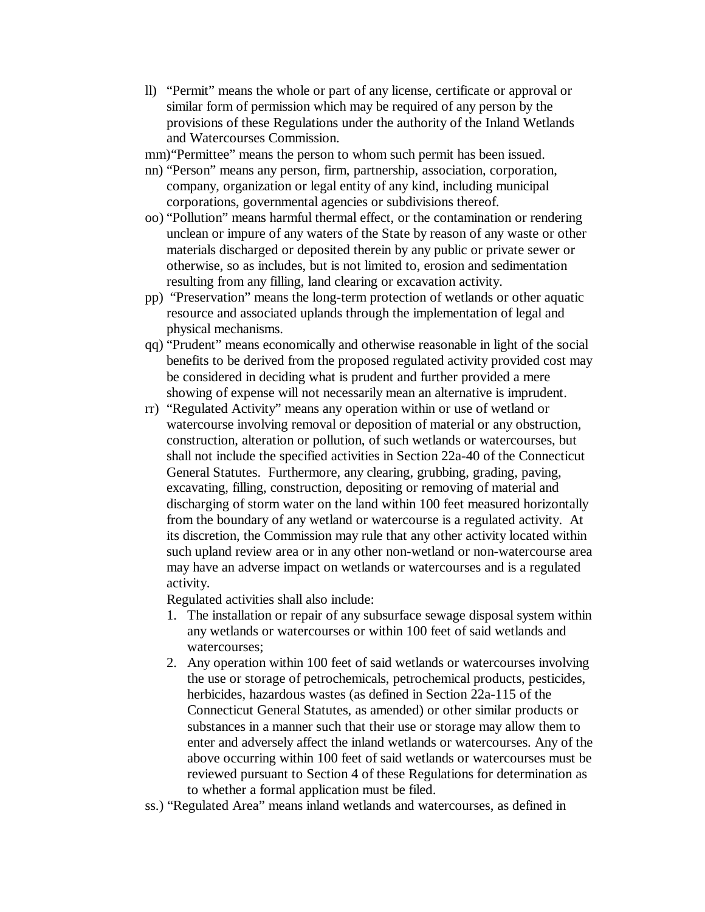ll) “Permit” means the whole or part of any license, certificate or approval or similar form of permission which may be required of any person by the provisions of these Regulations under the authority of the Inland Wetlands and Watercourses Commission.

mm) “Permittee” means the person to whom such permit has been issued.

nn) “Person” means any person, firm, partnership, association, corporation, company, organization or legal entity of any kind, including municipal corporations, governmental agencies or subdivisions thereof.

oo) “Pollution” means harmful thermal effect, or the contamination or rendering unclean or impure of any waters of the State by reason of any waste or other materials discharged or deposited therein by any public or private sewer or otherwise, so as includes, but is not limited to, erosion and sedimentation resulting from any filling, land clearing or excavation activity.

pp) “Preservation” means the long-term protection of wetlands or other aquatic resource and associated uplands through the implementation of legal and physical mechanisms.

qq) “Prudent” means economically and otherwise reasonable in light of the social benefits to be derived from the proposed regulated activity provided cost may be considered in deciding what is prudent and further provided a mere showing of expense will not necessarily mean an alternative is imprudent.

rr) “Regulated Activity” means any operation within or use of wetland or watercourse involving removal or deposition of material or any obstruction, construction, alteration or pollution, of such wetlands or watercourses, but shall not include the specified activities in Section 22a-40 of the Connecticut General Statutes. Furthermore, any clearing, grubbing, grading, paving, excavating, filling, construction, depositing or removing of material and discharging of storm water on the land within 100 feet measured horizontally from the boundary of any wetland or watercourse is a regulated activity. At its discretion, the Commission may rule that any other activity located within such upland review area or in any other non-wetland or non-watercourse area may have an adverse impact on wetlands or watercourses and is a regulated activity.

Regulated activities shall also include:

1. The installation or repair of any subsurface sewage disposal system within any wetlands or watercourses or within 100 feet of said wetlands and watercourses;
2. Any operation within 100 feet of said wetlands or watercourses involving the use or storage of petrochemicals, petrochemical products, pesticides, herbicides, hazardous wastes (as defined in Section 22a-115 of the Connecticut General Statutes, as amended) or other similar products or substances in a manner such that their use or storage may allow them to enter and adversely affect the inland wetlands or watercourses. Any of the above occurring within 100 feet of said wetlands or watercourses must be reviewed pursuant to Section 4 of these Regulations for determination as to whether a formal application must be filed.

ss.) “Regulated Area” means inland wetlands and watercourses, as defined in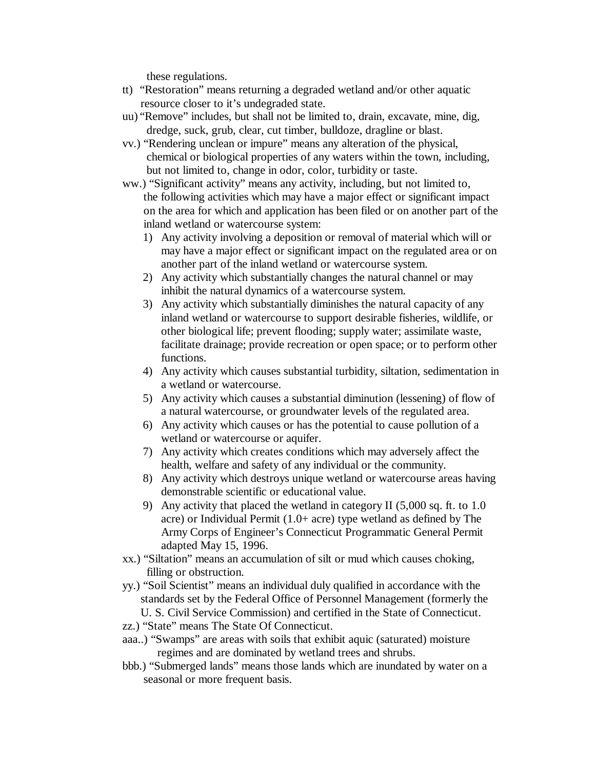these regulations.

tt) "Restoration" means returning a degraded wetland and/or other aquatic resource closer to it's undegraded state.

uu) "Remove" includes, but shall not be limited to, drain, excavate, mine, dig, dredge, suck, grub, clear, cut timber, bulldoze, dragline or blast.

vv.) "Rendering unclean or impure" means any alteration of the physical, chemical or biological properties of any waters within the town, including, but not limited to, change in odor, color, turbidity or taste.

ww.) "Significant activity" means any activity, including, but not limited to, the following activities which may have a major effect or significant impact on the area for which and application has been filed or on another part of the inland wetland or watercourse system:

1) Any activity involving a deposition or removal of material which will or may have a major effect or significant impact on the regulated area or on another part of the inland wetland or watercourse system.
2) Any activity which substantially changes the natural channel or may inhibit the natural dynamics of a watercourse system.
3) Any activity which substantially diminishes the natural capacity of any inland wetland or watercourse to support desirable fisheries, wildlife, or other biological life; prevent flooding; supply water; assimilate waste, facilitate drainage; provide recreation or open space; or to perform other functions.
4) Any activity which causes substantial turbidity, siltation, sedimentation in a wetland or watercourse.
5) Any activity which causes a substantial diminution (lessening) of flow of a natural watercourse, or groundwater levels of the regulated area.
6) Any activity which causes or has the potential to cause pollution of a wetland or watercourse or aquifer.
7) Any activity which creates conditions which may adversely affect the health, welfare and safety of any individual or the community.
8) Any activity which destroys unique wetland or watercourse areas having demonstrable scientific or educational value.
9) Any activity that placed the wetland in category II (5,000 sq. ft. to 1.0 acre) or Individual Permit (1.0+ acre) type wetland as defined by The Army Corps of Engineer's Connecticut Programmatic General Permit adapted May 15, 1996.

xx.) "Siltation" means an accumulation of silt or mud which causes choking, filling or obstruction.

yy.) "Soil Scientist" means an individual duly qualified in accordance with the standards set by the Federal Office of Personnel Management (formerly the U. S. Civil Service Commission) and certified in the State of Connecticut.

zz.) "State" means The State Of Connecticut.

aaa..) "Swamps" are areas with soils that exhibit aquic (saturated) moisture regimes and are dominated by wetland trees and shrubs.

bbb.) "Submerged lands" means those lands which are inundated by water on a seasonal or more frequent basis.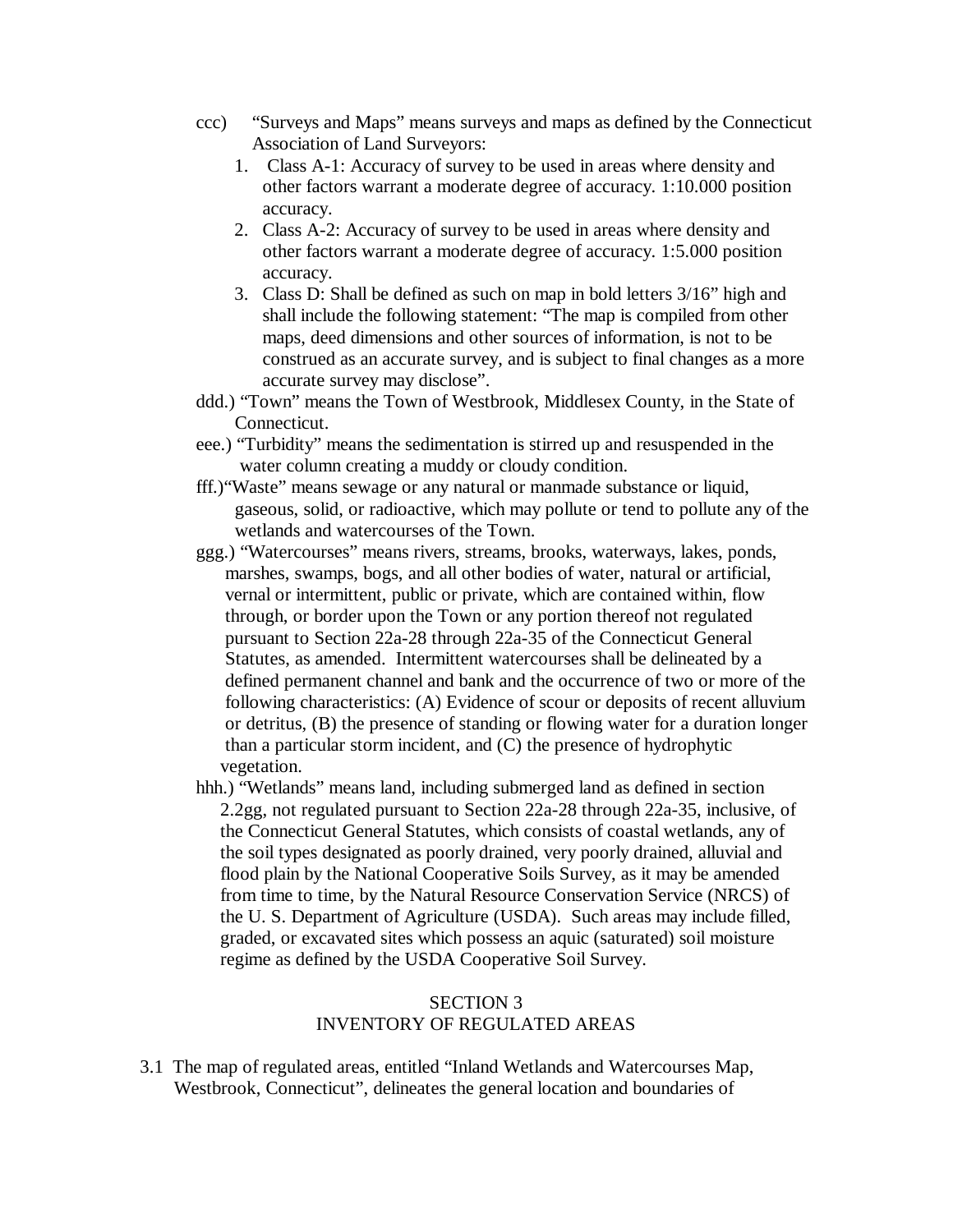ccc) "Surveys and Maps" means surveys and maps as defined by the Connecticut Association of Land Surveyors:

1. Class A-1: Accuracy of survey to be used in areas where density and other factors warrant a moderate degree of accuracy. 1:10.000 position accuracy.
2. Class A-2: Accuracy of survey to be used in areas where density and other factors warrant a moderate degree of accuracy. 1:5.000 position accuracy.
3. Class D: Shall be defined as such on map in bold letters 3/16" high and shall include the following statement: "The map is compiled from other maps, deed dimensions and other sources of information, is not to be construed as an accurate survey, and is subject to final changes as a more accurate survey may disclose".

ddd.) "Town" means the Town of Westbrook, Middlesex County, in the State of Connecticut.

eee.) "Turbidity" means the sedimentation is stirred up and resuspended in the water column creating a muddy or cloudy condition.

fff.)"Waste" means sewage or any natural or manmade substance or liquid, gaseous, solid, or radioactive, which may pollute or tend to pollute any of the wetlands and watercourses of the Town.

ggg.) "Watercourses" means rivers, streams, brooks, waterways, lakes, ponds, marshes, swamps, bogs, and all other bodies of water, natural or artificial, vernal or intermittent, public or private, which are contained within, flow through, or border upon the Town or any portion thereof not regulated pursuant to Section 22a-28 through 22a-35 of the Connecticut General Statutes, as amended. Intermittent watercourses shall be delineated by a defined permanent channel and bank and the occurrence of two or more of the following characteristics: (A) Evidence of scour or deposits of recent alluvium or detritus, (B) the presence of standing or flowing water for a duration longer than a particular storm incident, and (C) the presence of hydrophytic vegetation.

hhh.) "Wetlands" means land, including submerged land as defined in section 2.2gg, not regulated pursuant to Section 22a-28 through 22a-35, inclusive, of the Connecticut General Statutes, which consists of coastal wetlands, any of the soil types designated as poorly drained, very poorly drained, alluvial and flood plain by the National Cooperative Soils Survey, as it may be amended from time to time, by the Natural Resource Conservation Service (NRCS) of the U. S. Department of Agriculture (USDA). Such areas may include filled, graded, or excavated sites which possess an aquic (saturated) soil moisture regime as defined by the USDA Cooperative Soil Survey.

## SECTION 3
## INVENTORY OF REGULATED AREAS

3.1 The map of regulated areas, entitled "Inland Wetlands and Watercourses Map, Westbrook, Connecticut", delineates the general location and boundaries of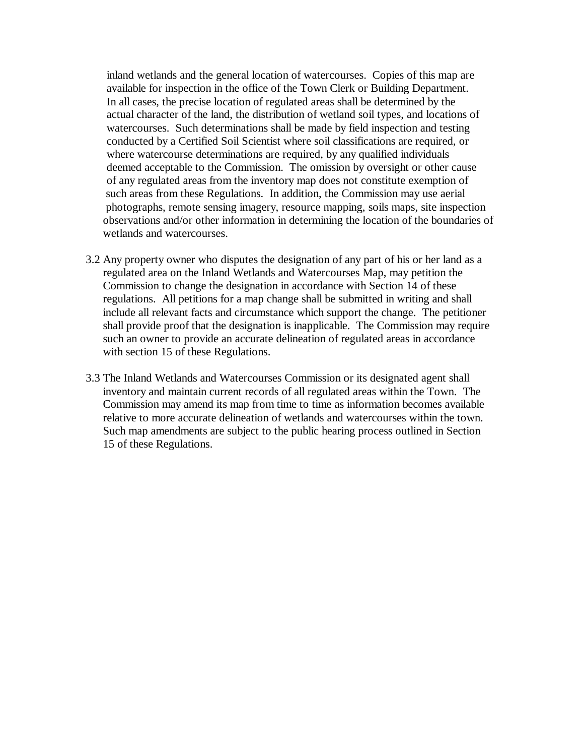inland wetlands and the general location of watercourses. Copies of this map are available for inspection in the office of the Town Clerk or Building Department. In all cases, the precise location of regulated areas shall be determined by the actual character of the land, the distribution of wetland soil types, and locations of watercourses. Such determinations shall be made by field inspection and testing conducted by a Certified Soil Scientist where soil classifications are required, or where watercourse determinations are required, by any qualified individuals deemed acceptable to the Commission. The omission by oversight or other cause of any regulated areas from the inventory map does not constitute exemption of such areas from these Regulations. In addition, the Commission may use aerial photographs, remote sensing imagery, resource mapping, soils maps, site inspection observations and/or other information in determining the location of the boundaries of wetlands and watercourses.

3.2 Any property owner who disputes the designation of any part of his or her land as a regulated area on the Inland Wetlands and Watercourses Map, may petition the Commission to change the designation in accordance with Section 14 of these regulations. All petitions for a map change shall be submitted in writing and shall include all relevant facts and circumstance which support the change. The petitioner shall provide proof that the designation is inapplicable. The Commission may require such an owner to provide an accurate delineation of regulated areas in accordance with section 15 of these Regulations.

3.3 The Inland Wetlands and Watercourses Commission or its designated agent shall inventory and maintain current records of all regulated areas within the Town. The Commission may amend its map from time to time as information becomes available relative to more accurate delineation of wetlands and watercourses within the town. Such map amendments are subject to the public hearing process outlined in Section 15 of these Regulations.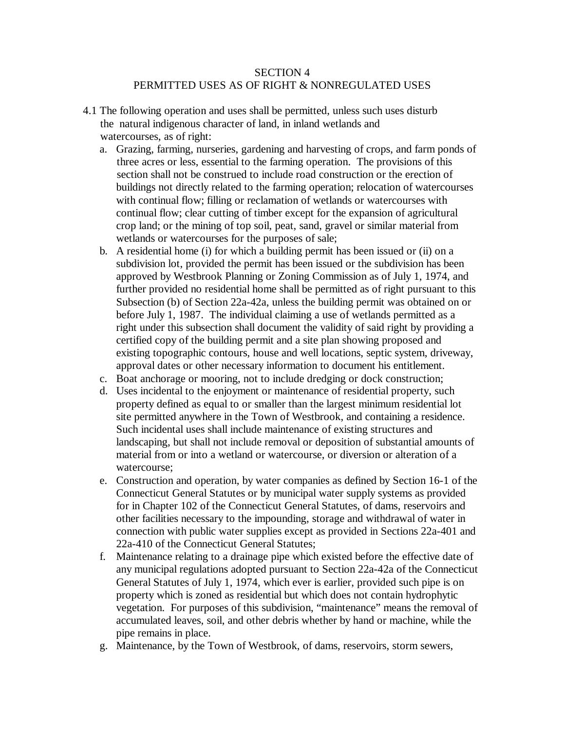# SECTION 4
## PERMITTED USES AS OF RIGHT & NONREGULATED USES

4.1 The following operation and uses shall be permitted, unless such uses disturb the natural indigenous character of land, in inland wetlands and watercourses, as of right:

a. Grazing, farming, nurseries, gardening and harvesting of crops, and farm ponds of three acres or less, essential to the farming operation. The provisions of this section shall not be construed to include road construction or the erection of buildings not directly related to the farming operation; relocation of watercourses with continual flow; filling or reclamation of wetlands or watercourses with continual flow; clear cutting of timber except for the expansion of agricultural crop land; or the mining of top soil, peat, sand, gravel or similar material from wetlands or watercourses for the purposes of sale;

b. A residential home (i) for which a building permit has been issued or (ii) on a subdivision lot, provided the permit has been issued or the subdivision has been approved by Westbrook Planning or Zoning Commission as of July 1, 1974, and further provided no residential home shall be permitted as of right pursuant to this Subsection (b) of Section 22a-42a, unless the building permit was obtained on or before July 1, 1987. The individual claiming a use of wetlands permitted as a right under this subsection shall document the validity of said right by providing a certified copy of the building permit and a site plan showing proposed and existing topographic contours, house and well locations, septic system, driveway, approval dates or other necessary information to document his entitlement.

c. Boat anchorage or mooring, not to include dredging or dock construction;

d. Uses incidental to the enjoyment or maintenance of residential property, such property defined as equal to or smaller than the largest minimum residential lot site permitted anywhere in the Town of Westbrook, and containing a residence. Such incidental uses shall include maintenance of existing structures and landscaping, but shall not include removal or deposition of substantial amounts of material from or into a wetland or watercourse, or diversion or alteration of a watercourse;

e. Construction and operation, by water companies as defined by Section 16-1 of the Connecticut General Statutes or by municipal water supply systems as provided for in Chapter 102 of the Connecticut General Statutes, of dams, reservoirs and other facilities necessary to the impounding, storage and withdrawal of water in connection with public water supplies except as provided in Sections 22a-401 and 22a-410 of the Connecticut General Statutes;

f. Maintenance relating to a drainage pipe which existed before the effective date of any municipal regulations adopted pursuant to Section 22a-42a of the Connecticut General Statutes of July 1, 1974, which ever is earlier, provided such pipe is on property which is zoned as residential but which does not contain hydrophytic vegetation. For purposes of this subdivision, "maintenance" means the removal of accumulated leaves, soil, and other debris whether by hand or machine, while the pipe remains in place.

g. Maintenance, by the Town of Westbrook, of dams, reservoirs, storm sewers,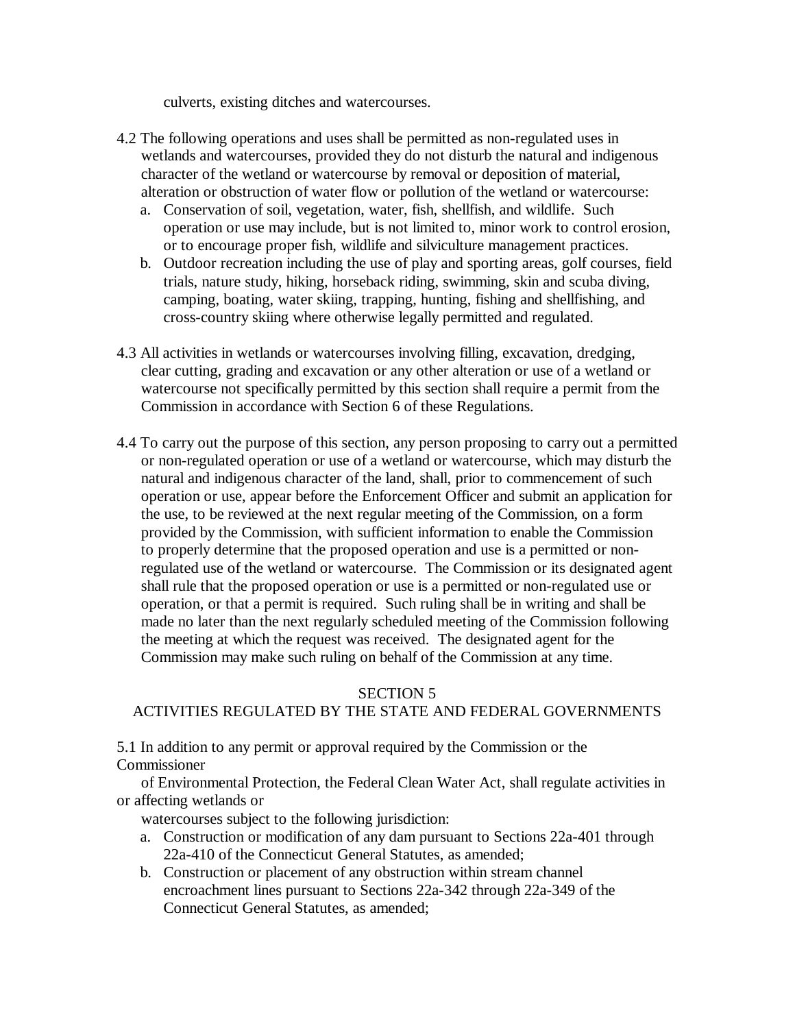culverts, existing ditches and watercourses.

4.2 The following operations and uses shall be permitted as non-regulated uses in wetlands and watercourses, provided they do not disturb the natural and indigenous character of the wetland or watercourse by removal or deposition of material, alteration or obstruction of water flow or pollution of the wetland or watercourse:

  a. Conservation of soil, vegetation, water, fish, shellfish, and wildlife. Such operation or use may include, but is not limited to, minor work to control erosion, or to encourage proper fish, wildlife and silviculture management practices.
  b. Outdoor recreation including the use of play and sporting areas, golf courses, field trials, nature study, hiking, horseback riding, swimming, skin and scuba diving, camping, boating, water skiing, trapping, hunting, fishing and shellfishing, and cross-country skiing where otherwise legally permitted and regulated.

4.3 All activities in wetlands or watercourses involving filling, excavation, dredging, clear cutting, grading and excavation or any other alteration or use of a wetland or watercourse not specifically permitted by this section shall require a permit from the Commission in accordance with Section 6 of these Regulations.

4.4 To carry out the purpose of this section, any person proposing to carry out a permitted or non-regulated operation or use of a wetland or watercourse, which may disturb the natural and indigenous character of the land, shall, prior to commencement of such operation or use, appear before the Enforcement Officer and submit an application for the use, to be reviewed at the next regular meeting of the Commission, on a form provided by the Commission, with sufficient information to enable the Commission to properly determine that the proposed operation and use is a permitted or non-regulated use of the wetland or watercourse. The Commission or its designated agent shall rule that the proposed operation or use is a permitted or non-regulated use or operation, or that a permit is required. Such ruling shall be in writing and shall be made no later than the next regularly scheduled meeting of the Commission following the meeting at which the request was received. The designated agent for the Commission may make such ruling on behalf of the Commission at any time.

## SECTION 5
## ACTIVITIES REGULATED BY THE STATE AND FEDERAL GOVERNMENTS

5.1 In addition to any permit or approval required by the Commission or the Commissioner of Environmental Protection, the Federal Clean Water Act, shall regulate activities in or affecting wetlands or watercourses subject to the following jurisdiction:

  a. Construction or modification of any dam pursuant to Sections 22a-401 through 22a-410 of the Connecticut General Statutes, as amended;
  b. Construction or placement of any obstruction within stream channel encroachment lines pursuant to Sections 22a-342 through 22a-349 of the Connecticut General Statutes, as amended;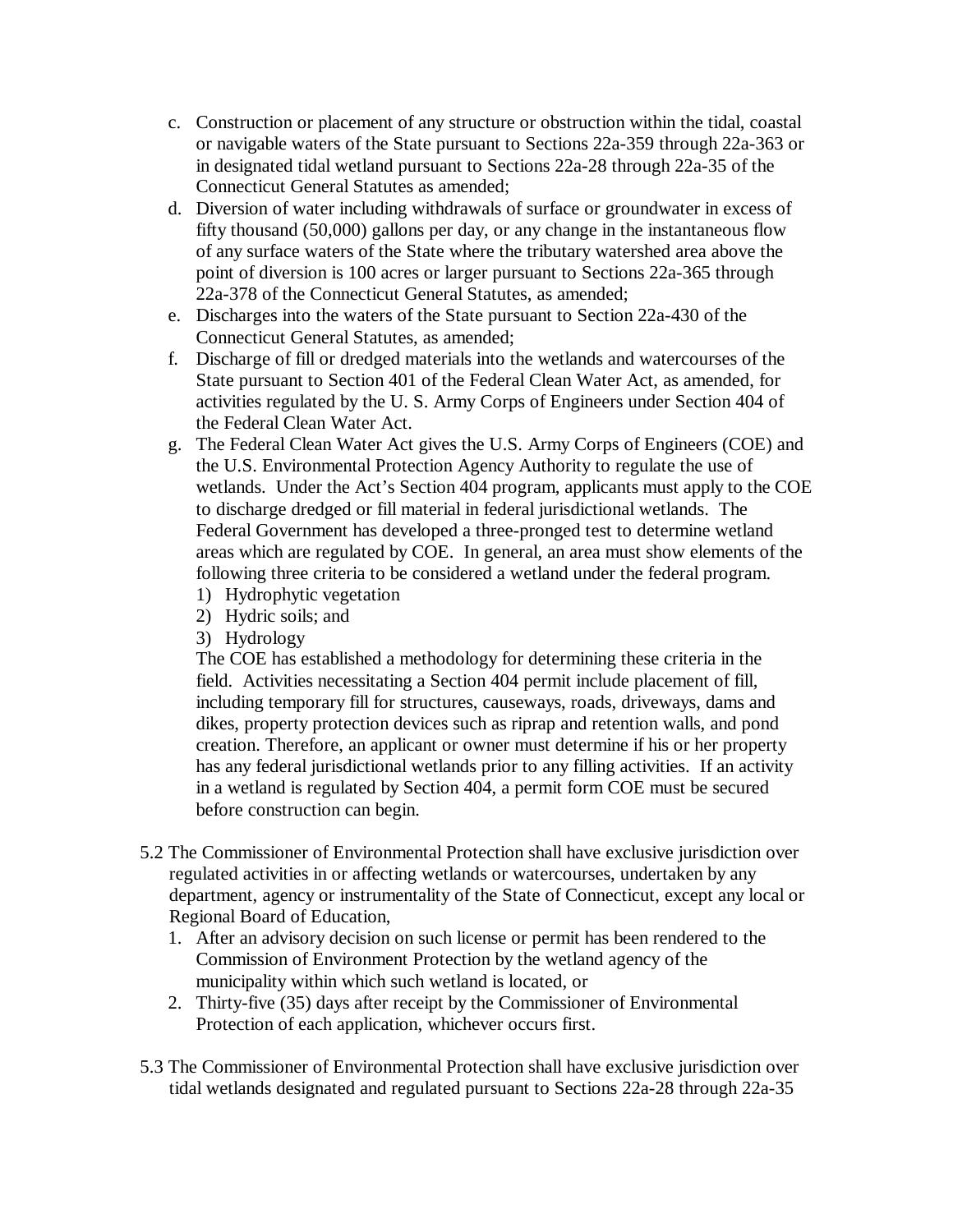c. Construction or placement of any structure or obstruction within the tidal, coastal or navigable waters of the State pursuant to Sections 22a-359 through 22a-363 or in designated tidal wetland pursuant to Sections 22a-28 through 22a-35 of the Connecticut General Statutes as amended;
d. Diversion of water including withdrawals of surface or groundwater in excess of fifty thousand (50,000) gallons per day, or any change in the instantaneous flow of any surface waters of the State where the tributary watershed area above the point of diversion is 100 acres or larger pursuant to Sections 22a-365 through 22a-378 of the Connecticut General Statutes, as amended;
e. Discharges into the waters of the State pursuant to Section 22a-430 of the Connecticut General Statutes, as amended;
f. Discharge of fill or dredged materials into the wetlands and watercourses of the State pursuant to Section 401 of the Federal Clean Water Act, as amended, for activities regulated by the U. S. Army Corps of Engineers under Section 404 of the Federal Clean Water Act.
g. The Federal Clean Water Act gives the U.S. Army Corps of Engineers (COE) and the U.S. Environmental Protection Agency Authority to regulate the use of wetlands. Under the Act's Section 404 program, applicants must apply to the COE to discharge dredged or fill material in federal jurisdictional wetlands. The Federal Government has developed a three-pronged test to determine wetland areas which are regulated by COE. In general, an area must show elements of the following three criteria to be considered a wetland under the federal program.
   1) Hydrophytic vegetation
   2) Hydric soils; and
   3) Hydrology

   The COE has established a methodology for determining these criteria in the field. Activities necessitating a Section 404 permit include placement of fill, including temporary fill for structures, causeways, roads, driveways, dams and dikes, property protection devices such as riprap and retention walls, and pond creation. Therefore, an applicant or owner must determine if his or her property has any federal jurisdictional wetlands prior to any filling activities. If an activity in a wetland is regulated by Section 404, a permit form COE must be secured before construction can begin.

5.2 The Commissioner of Environmental Protection shall have exclusive jurisdiction over regulated activities in or affecting wetlands or watercourses, undertaken by any department, agency or instrumentality of the State of Connecticut, except any local or Regional Board of Education,

1. After an advisory decision on such license or permit has been rendered to the Commission of Environment Protection by the wetland agency of the municipality within which such wetland is located, or
2. Thirty-five (35) days after receipt by the Commissioner of Environmental Protection of each application, whichever occurs first.

5.3 The Commissioner of Environmental Protection shall have exclusive jurisdiction over tidal wetlands designated and regulated pursuant to Sections 22a-28 through 22a-35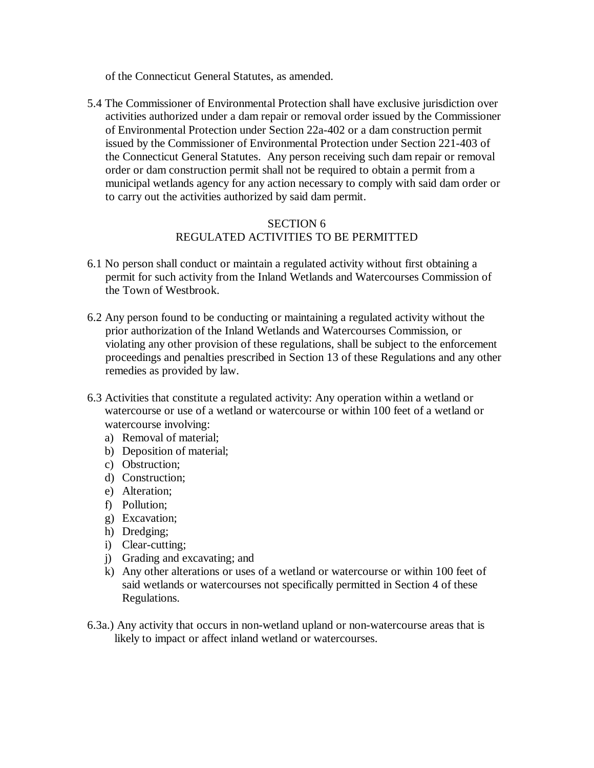of the Connecticut General Statutes, as amended.

5.4 The Commissioner of Environmental Protection shall have exclusive jurisdiction over activities authorized under a dam repair or removal order issued by the Commissioner of Environmental Protection under Section 22a-402 or a dam construction permit issued by the Commissioner of Environmental Protection under Section 221-403 of the Connecticut General Statutes. Any person receiving such dam repair or removal order or dam construction permit shall not be required to obtain a permit from a municipal wetlands agency for any action necessary to comply with said dam order or to carry out the activities authorized by said dam permit.

## SECTION 6
## REGULATED ACTIVITIES TO BE PERMITTED

6.1 No person shall conduct or maintain a regulated activity without first obtaining a permit for such activity from the Inland Wetlands and Watercourses Commission of the Town of Westbrook.

6.2 Any person found to be conducting or maintaining a regulated activity without the prior authorization of the Inland Wetlands and Watercourses Commission, or violating any other provision of these regulations, shall be subject to the enforcement proceedings and penalties prescribed in Section 13 of these Regulations and any other remedies as provided by law.

6.3 Activities that constitute a regulated activity: Any operation within a wetland or watercourse or use of a wetland or watercourse or within 100 feet of a wetland or watercourse involving:

a) Removal of material;
b) Deposition of material;
c) Obstruction;
d) Construction;
e) Alteration;
f) Pollution;
g) Excavation;
h) Dredging;
i) Clear-cutting;
j) Grading and excavating; and
k) Any other alterations or uses of a wetland or watercourse or within 100 feet of said wetlands or watercourses not specifically permitted in Section 4 of these Regulations.

6.3a.) Any activity that occurs in non-wetland upland or non-watercourse areas that is likely to impact or affect inland wetland or watercourses.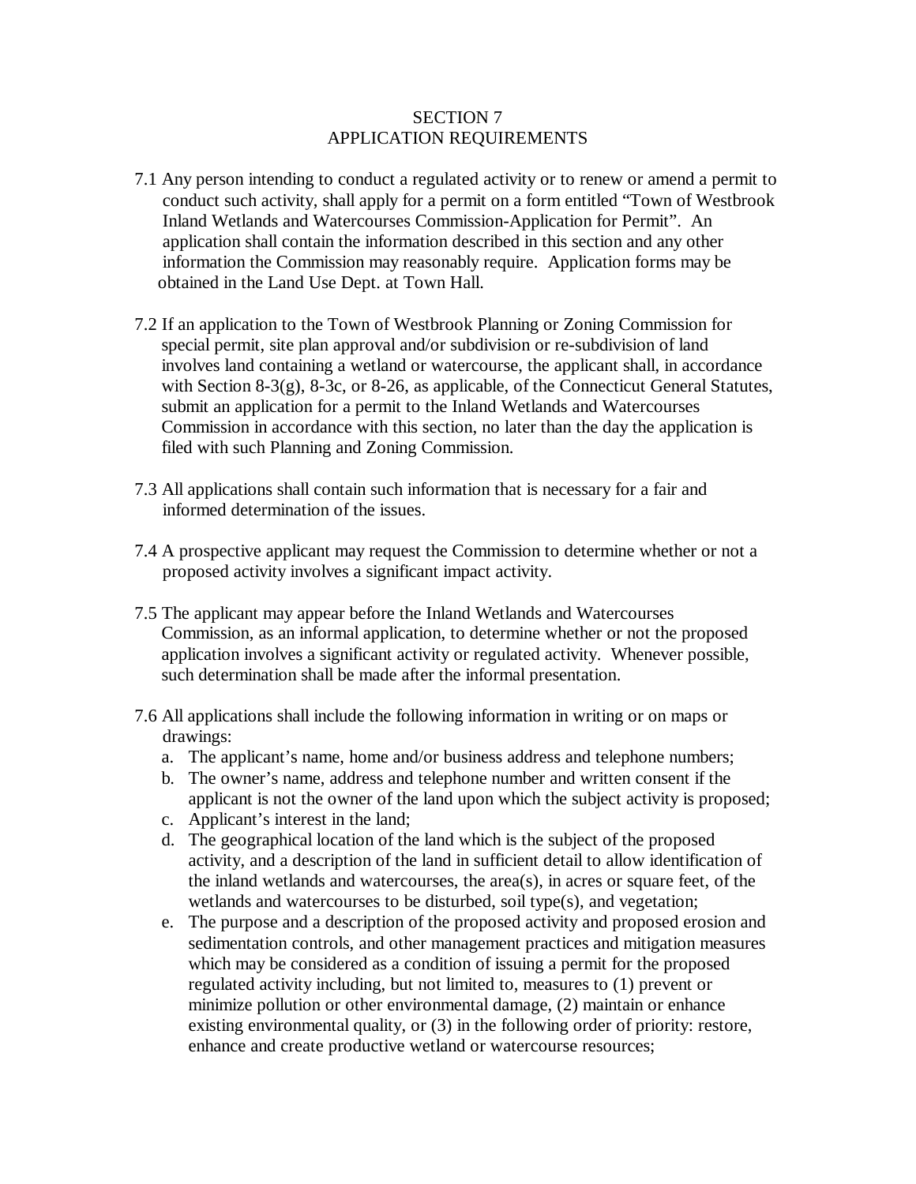# SECTION 7
# APPLICATION REQUIREMENTS

7.1 Any person intending to conduct a regulated activity or to renew or amend a permit to conduct such activity, shall apply for a permit on a form entitled "Town of Westbrook Inland Wetlands and Watercourses Commission-Application for Permit". An application shall contain the information described in this section and any other information the Commission may reasonably require. Application forms may be obtained in the Land Use Dept. at Town Hall.

7.2 If an application to the Town of Westbrook Planning or Zoning Commission for special permit, site plan approval and/or subdivision or re-subdivision of land involves land containing a wetland or watercourse, the applicant shall, in accordance with Section 8-3(g), 8-3c, or 8-26, as applicable, of the Connecticut General Statutes, submit an application for a permit to the Inland Wetlands and Watercourses Commission in accordance with this section, no later than the day the application is filed with such Planning and Zoning Commission.

7.3 All applications shall contain such information that is necessary for a fair and informed determination of the issues.

7.4 A prospective applicant may request the Commission to determine whether or not a proposed activity involves a significant impact activity.

7.5 The applicant may appear before the Inland Wetlands and Watercourses Commission, as an informal application, to determine whether or not the proposed application involves a significant activity or regulated activity. Whenever possible, such determination shall be made after the informal presentation.

7.6 All applications shall include the following information in writing or on maps or drawings:

a. The applicant's name, home and/or business address and telephone numbers;
b. The owner's name, address and telephone number and written consent if the applicant is not the owner of the land upon which the subject activity is proposed;
c. Applicant's interest in the land;
d. The geographical location of the land which is the subject of the proposed activity, and a description of the land in sufficient detail to allow identification of the inland wetlands and watercourses, the area(s), in acres or square feet, of the wetlands and watercourses to be disturbed, soil type(s), and vegetation;
e. The purpose and a description of the proposed activity and proposed erosion and sedimentation controls, and other management practices and mitigation measures which may be considered as a condition of issuing a permit for the proposed regulated activity including, but not limited to, measures to (1) prevent or minimize pollution or other environmental damage, (2) maintain or enhance existing environmental quality, or (3) in the following order of priority: restore, enhance and create productive wetland or watercourse resources;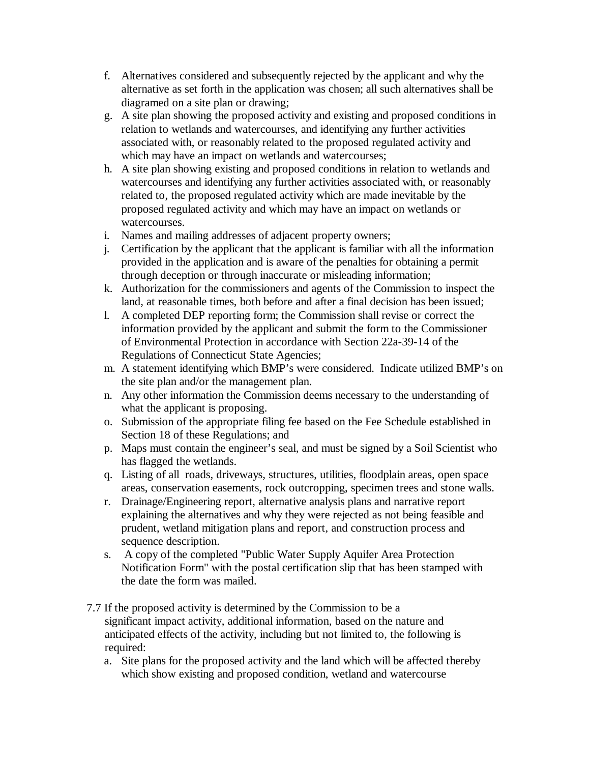f. Alternatives considered and subsequently rejected by the applicant and why the alternative as set forth in the application was chosen; all such alternatives shall be diagramed on a site plan or drawing;
g. A site plan showing the proposed activity and existing and proposed conditions in relation to wetlands and watercourses, and identifying any further activities associated with, or reasonably related to the proposed regulated activity and which may have an impact on wetlands and watercourses;
h. A site plan showing existing and proposed conditions in relation to wetlands and watercourses and identifying any further activities associated with, or reasonably related to, the proposed regulated activity which are made inevitable by the proposed regulated activity and which may have an impact on wetlands or watercourses.
i. Names and mailing addresses of adjacent property owners;
j. Certification by the applicant that the applicant is familiar with all the information provided in the application and is aware of the penalties for obtaining a permit through deception or through inaccurate or misleading information;
k. Authorization for the commissioners and agents of the Commission to inspect the land, at reasonable times, both before and after a final decision has been issued;
l. A completed DEP reporting form; the Commission shall revise or correct the information provided by the applicant and submit the form to the Commissioner of Environmental Protection in accordance with Section 22a-39-14 of the Regulations of Connecticut State Agencies;
m. A statement identifying which BMP's were considered. Indicate utilized BMP's on the site plan and/or the management plan.
n. Any other information the Commission deems necessary to the understanding of what the applicant is proposing.
o. Submission of the appropriate filing fee based on the Fee Schedule established in Section 18 of these Regulations; and
p. Maps must contain the engineer's seal, and must be signed by a Soil Scientist who has flagged the wetlands.
q. Listing of all roads, driveways, structures, utilities, floodplain areas, open space areas, conservation easements, rock outcropping, specimen trees and stone walls.
r. Drainage/Engineering report, alternative analysis plans and narrative report explaining the alternatives and why they were rejected as not being feasible and prudent, wetland mitigation plans and report, and construction process and sequence description.
s. A copy of the completed "Public Water Supply Aquifer Area Protection Notification Form" with the postal certification slip that has been stamped with the date the form was mailed.

7.7 If the proposed activity is determined by the Commission to be a significant impact activity, additional information, based on the nature and anticipated effects of the activity, including but not limited to, the following is required:

a. Site plans for the proposed activity and the land which will be affected thereby which show existing and proposed condition, wetland and watercourse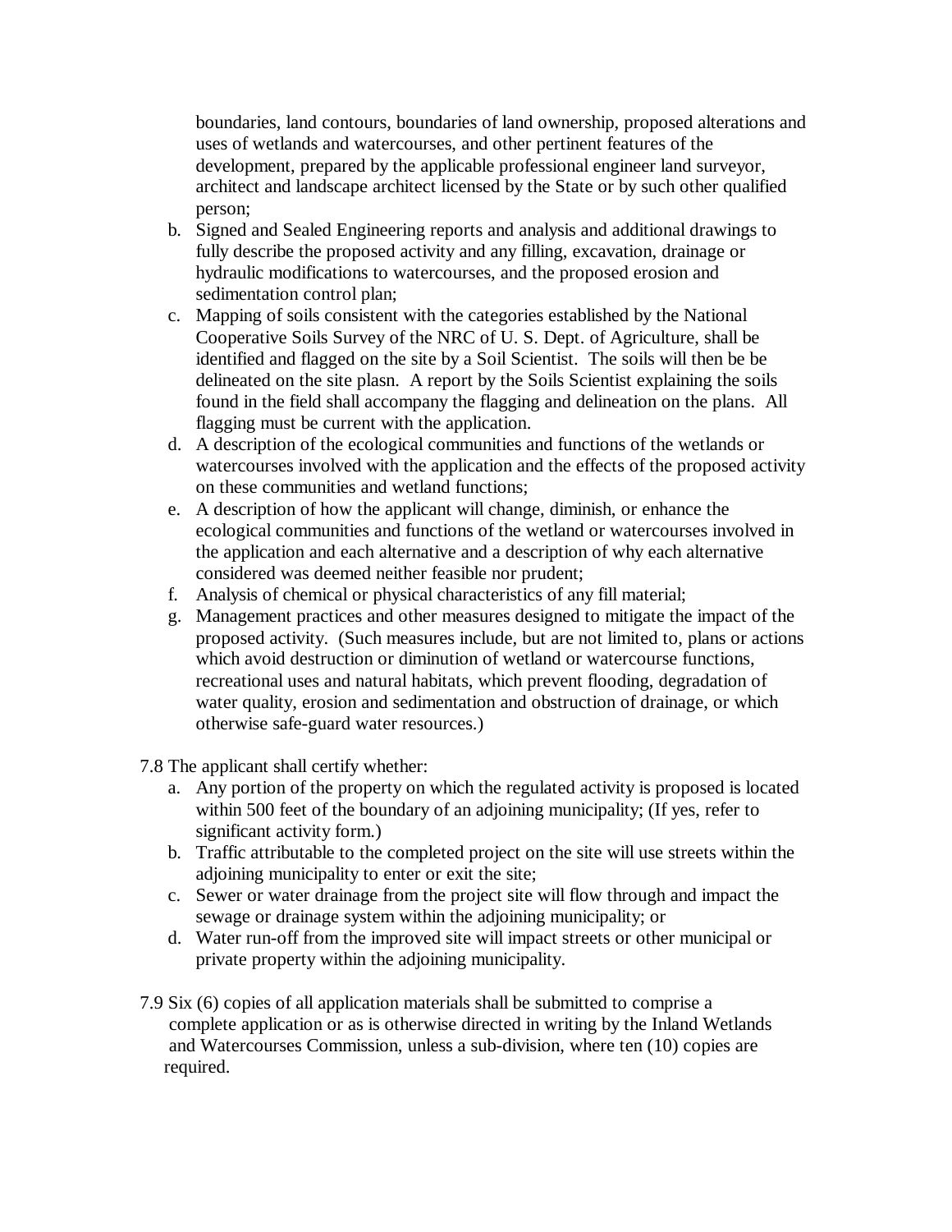boundaries, land contours, boundaries of land ownership, proposed alterations and uses of wetlands and watercourses, and other pertinent features of the development, prepared by the applicable professional engineer land surveyor, architect and landscape architect licensed by the State or by such other qualified person;

b. Signed and Sealed Engineering reports and analysis and additional drawings to fully describe the proposed activity and any filling, excavation, drainage or hydraulic modifications to watercourses, and the proposed erosion and sedimentation control plan;
c. Mapping of soils consistent with the categories established by the National Cooperative Soils Survey of the NRC of U. S. Dept. of Agriculture, shall be identified and flagged on the site by a Soil Scientist. The soils will then be be delineated on the site plasn. A report by the Soils Scientist explaining the soils found in the field shall accompany the flagging and delineation on the plans. All flagging must be current with the application.
d. A description of the ecological communities and functions of the wetlands or watercourses involved with the application and the effects of the proposed activity on these communities and wetland functions;
e. A description of how the applicant will change, diminish, or enhance the ecological communities and functions of the wetland or watercourses involved in the application and each alternative and a description of why each alternative considered was deemed neither feasible nor prudent;
f. Analysis of chemical or physical characteristics of any fill material;
g. Management practices and other measures designed to mitigate the impact of the proposed activity. (Such measures include, but are not limited to, plans or actions which avoid destruction or diminution of wetland or watercourse functions, recreational uses and natural habitats, which prevent flooding, degradation of water quality, erosion and sedimentation and obstruction of drainage, or which otherwise safe-guard water resources.)

7.8 The applicant shall certify whether:

a. Any portion of the property on which the regulated activity is proposed is located within 500 feet of the boundary of an adjoining municipality; (If yes, refer to significant activity form.)
b. Traffic attributable to the completed project on the site will use streets within the adjoining municipality to enter or exit the site;
c. Sewer or water drainage from the project site will flow through and impact the sewage or drainage system within the adjoining municipality; or
d. Water run-off from the improved site will impact streets or other municipal or private property within the adjoining municipality.

7.9 Six (6) copies of all application materials shall be submitted to comprise a complete application or as is otherwise directed in writing by the Inland Wetlands and Watercourses Commission, unless a sub-division, where ten (10) copies are required.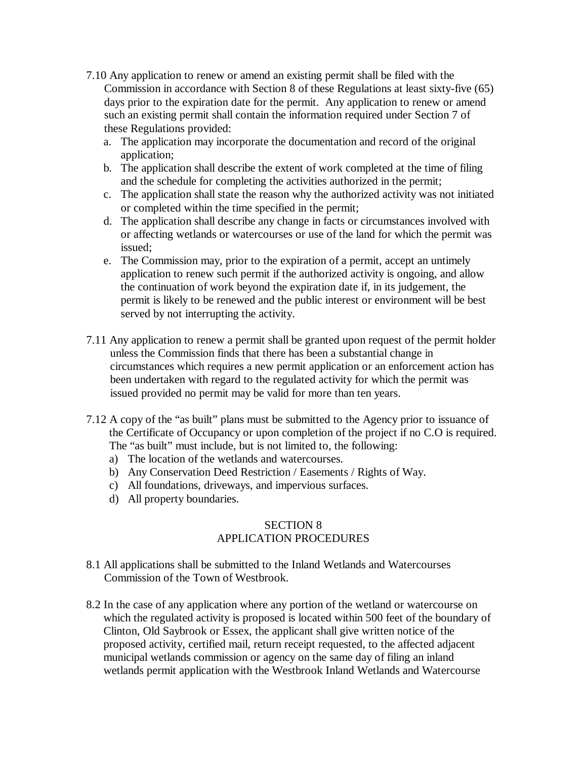7.10 Any application to renew or amend an existing permit shall be filed with the Commission in accordance with Section 8 of these Regulations at least sixty-five (65) days prior to the expiration date for the permit. Any application to renew or amend such an existing permit shall contain the information required under Section 7 of these Regulations provided:

   a. The application may incorporate the documentation and record of the original application;
   b. The application shall describe the extent of work completed at the time of filing and the schedule for completing the activities authorized in the permit;
   c. The application shall state the reason why the authorized activity was not initiated or completed within the time specified in the permit;
   d. The application shall describe any change in facts or circumstances involved with or affecting wetlands or watercourses or use of the land for which the permit was issued;
   e. The Commission may, prior to the expiration of a permit, accept an untimely application to renew such permit if the authorized activity is ongoing, and allow the continuation of work beyond the expiration date if, in its judgement, the permit is likely to be renewed and the public interest or environment will be best served by not interrupting the activity.

7.11 Any application to renew a permit shall be granted upon request of the permit holder unless the Commission finds that there has been a substantial change in circumstances which requires a new permit application or an enforcement action has been undertaken with regard to the regulated activity for which the permit was issued provided no permit may be valid for more than ten years.

7.12 A copy of the "as built" plans must be submitted to the Agency prior to issuance of the Certificate of Occupancy or upon completion of the project if no C.O is required. The "as built" must include, but is not limited to, the following:

   a) The location of the wetlands and watercourses.
   b) Any Conservation Deed Restriction / Easements / Rights of Way.
   c) All foundations, driveways, and impervious surfaces.
   d) All property boundaries.

## SECTION 8
## APPLICATION PROCEDURES

8.1 All applications shall be submitted to the Inland Wetlands and Watercourses Commission of the Town of Westbrook.

8.2 In the case of any application where any portion of the wetland or watercourse on which the regulated activity is proposed is located within 500 feet of the boundary of Clinton, Old Saybrook or Essex, the applicant shall give written notice of the proposed activity, certified mail, return receipt requested, to the affected adjacent municipal wetlands commission or agency on the same day of filing an inland wetlands permit application with the Westbrook Inland Wetlands and Watercourse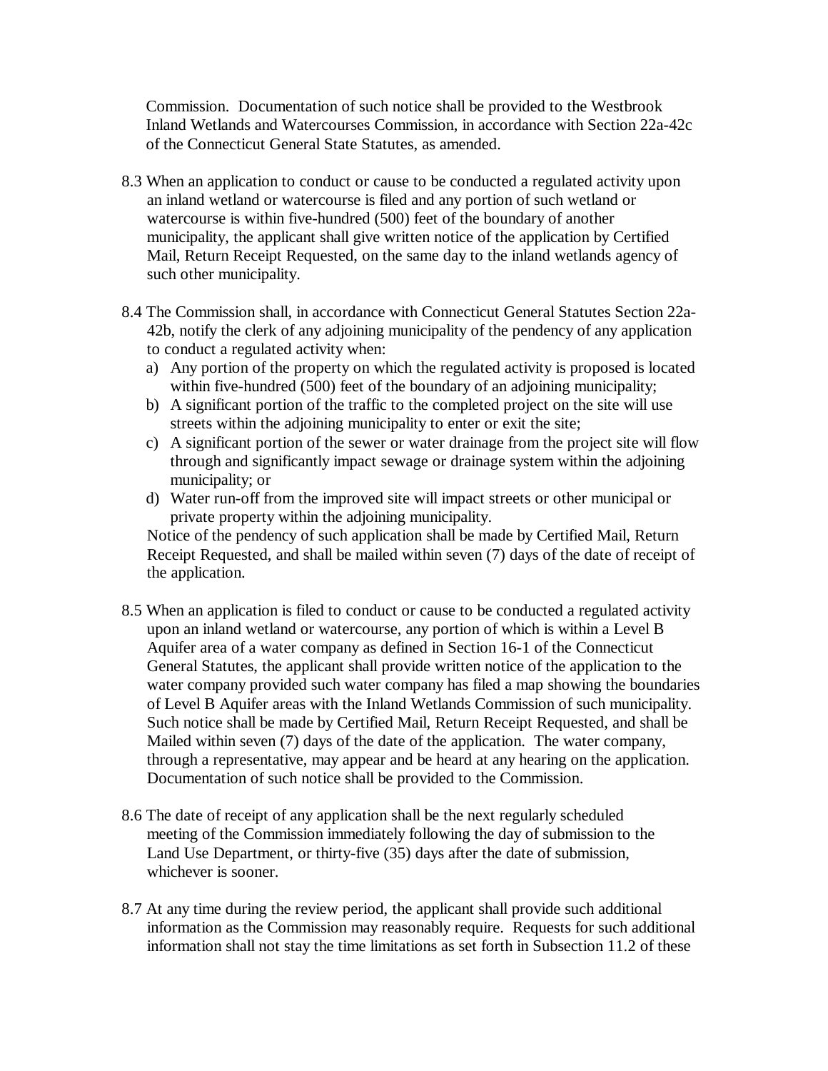Commission. Documentation of such notice shall be provided to the Westbrook Inland Wetlands and Watercourses Commission, in accordance with Section 22a-42c of the Connecticut General State Statutes, as amended.

8.3 When an application to conduct or cause to be conducted a regulated activity upon an inland wetland or watercourse is filed and any portion of such wetland or watercourse is within five-hundred (500) feet of the boundary of another municipality, the applicant shall give written notice of the application by Certified Mail, Return Receipt Requested, on the same day to the inland wetlands agency of such other municipality.

8.4 The Commission shall, in accordance with Connecticut General Statutes Section 22a-42b, notify the clerk of any adjoining municipality of the pendency of any application to conduct a regulated activity when:

a) Any portion of the property on which the regulated activity is proposed is located within five-hundred (500) feet of the boundary of an adjoining municipality;
b) A significant portion of the traffic to the completed project on the site will use streets within the adjoining municipality to enter or exit the site;
c) A significant portion of the sewer or water drainage from the project site will flow through and significantly impact sewage or drainage system within the adjoining municipality; or
d) Water run-off from the improved site will impact streets or other municipal or private property within the adjoining municipality.

Notice of the pendency of such application shall be made by Certified Mail, Return Receipt Requested, and shall be mailed within seven (7) days of the date of receipt of the application.

8.5 When an application is filed to conduct or cause to be conducted a regulated activity upon an inland wetland or watercourse, any portion of which is within a Level B Aquifer area of a water company as defined in Section 16-1 of the Connecticut General Statutes, the applicant shall provide written notice of the application to the water company provided such water company has filed a map showing the boundaries of Level B Aquifer areas with the Inland Wetlands Commission of such municipality. Such notice shall be made by Certified Mail, Return Receipt Requested, and shall be Mailed within seven (7) days of the date of the application. The water company, through a representative, may appear and be heard at any hearing on the application. Documentation of such notice shall be provided to the Commission.

8.6 The date of receipt of any application shall be the next regularly scheduled meeting of the Commission immediately following the day of submission to the Land Use Department, or thirty-five (35) days after the date of submission, whichever is sooner.

8.7 At any time during the review period, the applicant shall provide such additional information as the Commission may reasonably require. Requests for such additional information shall not stay the time limitations as set forth in Subsection 11.2 of these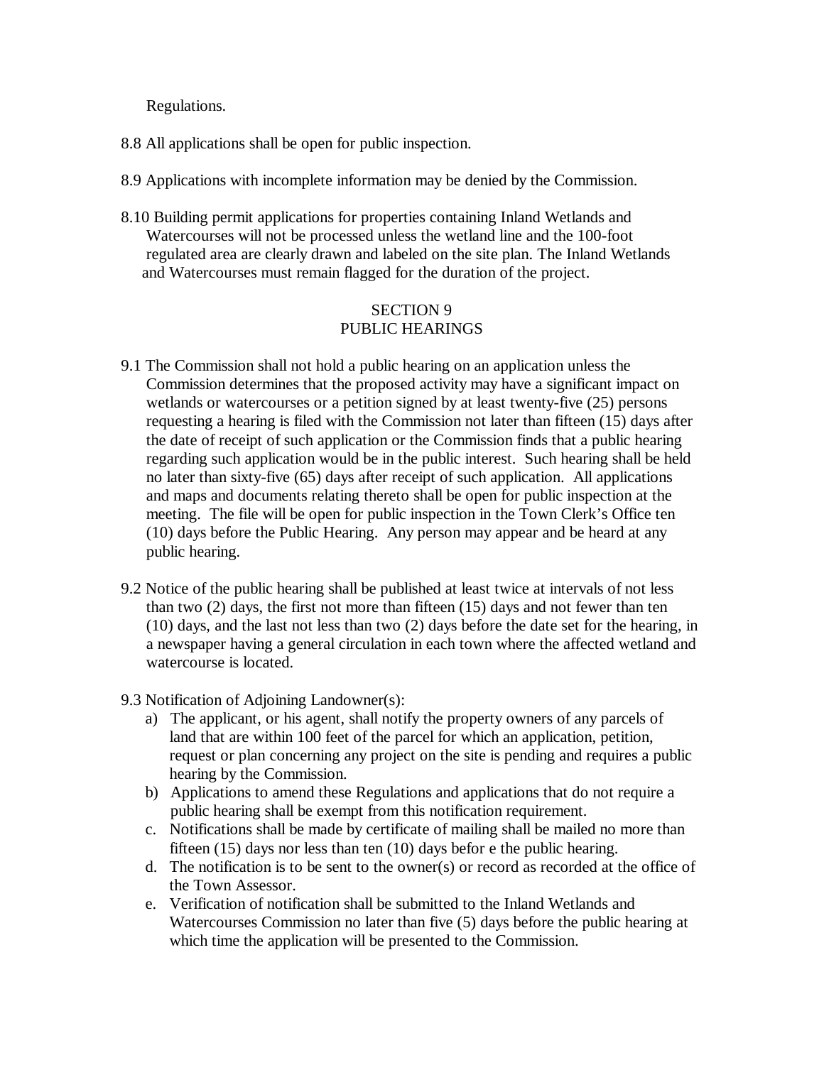Regulations.

8.8 All applications shall be open for public inspection.

8.9 Applications with incomplete information may be denied by the Commission.

8.10 Building permit applications for properties containing Inland Wetlands and Watercourses will not be processed unless the wetland line and the 100-foot regulated area are clearly drawn and labeled on the site plan. The Inland Wetlands and Watercourses must remain flagged for the duration of the project.

## SECTION 9
## PUBLIC HEARINGS

9.1 The Commission shall not hold a public hearing on an application unless the Commission determines that the proposed activity may have a significant impact on wetlands or watercourses or a petition signed by at least twenty-five (25) persons requesting a hearing is filed with the Commission not later than fifteen (15) days after the date of receipt of such application or the Commission finds that a public hearing regarding such application would be in the public interest. Such hearing shall be held no later than sixty-five (65) days after receipt of such application. All applications and maps and documents relating thereto shall be open for public inspection at the meeting. The file will be open for public inspection in the Town Clerk's Office ten (10) days before the Public Hearing. Any person may appear and be heard at any public hearing.

9.2 Notice of the public hearing shall be published at least twice at intervals of not less than two (2) days, the first not more than fifteen (15) days and not fewer than ten (10) days, and the last not less than two (2) days before the date set for the hearing, in a newspaper having a general circulation in each town where the affected wetland and watercourse is located.

9.3 Notification of Adjoining Landowner(s):

a) The applicant, or his agent, shall notify the property owners of any parcels of land that are within 100 feet of the parcel for which an application, petition, request or plan concerning any project on the site is pending and requires a public hearing by the Commission.

b) Applications to amend these Regulations and applications that do not require a public hearing shall be exempt from this notification requirement.

c. Notifications shall be made by certificate of mailing shall be mailed no more than fifteen (15) days nor less than ten (10) days befor e the public hearing.

d. The notification is to be sent to the owner(s) or record as recorded at the office of the Town Assessor.

e. Verification of notification shall be submitted to the Inland Wetlands and Watercourses Commission no later than five (5) days before the public hearing at which time the application will be presented to the Commission.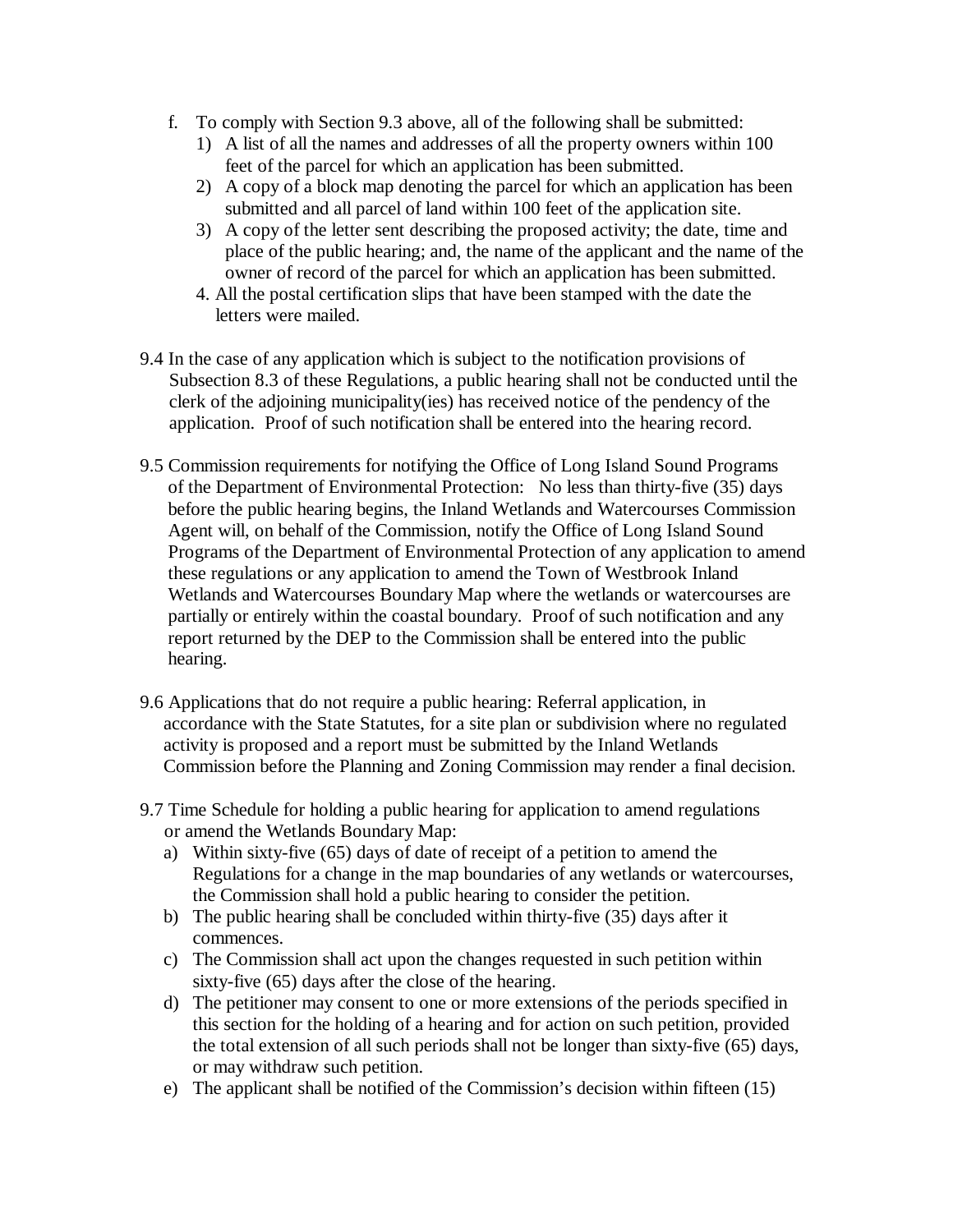f. To comply with Section 9.3 above, all of the following shall be submitted:
   1) A list of all the names and addresses of all the property owners within 100 feet of the parcel for which an application has been submitted.
   2) A copy of a block map denoting the parcel for which an application has been submitted and all parcel of land within 100 feet of the application site.
   3) A copy of the letter sent describing the proposed activity; the date, time and place of the public hearing; and, the name of the applicant and the name of the owner of record of the parcel for which an application has been submitted.
   4. All the postal certification slips that have been stamped with the date the letters were mailed.

9.4 In the case of any application which is subject to the notification provisions of Subsection 8.3 of these Regulations, a public hearing shall not be conducted until the clerk of the adjoining municipality(ies) has received notice of the pendency of the application. Proof of such notification shall be entered into the hearing record.

9.5 Commission requirements for notifying the Office of Long Island Sound Programs of the Department of Environmental Protection: No less than thirty-five (35) days before the public hearing begins, the Inland Wetlands and Watercourses Commission Agent will, on behalf of the Commission, notify the Office of Long Island Sound Programs of the Department of Environmental Protection of any application to amend these regulations or any application to amend the Town of Westbrook Inland Wetlands and Watercourses Boundary Map where the wetlands or watercourses are partially or entirely within the coastal boundary. Proof of such notification and any report returned by the DEP to the Commission shall be entered into the public hearing.

9.6 Applications that do not require a public hearing: Referral application, in accordance with the State Statutes, for a site plan or subdivision where no regulated activity is proposed and a report must be submitted by the Inland Wetlands Commission before the Planning and Zoning Commission may render a final decision.

9.7 Time Schedule for holding a public hearing for application to amend regulations or amend the Wetlands Boundary Map:
   a) Within sixty-five (65) days of date of receipt of a petition to amend the Regulations for a change in the map boundaries of any wetlands or watercourses, the Commission shall hold a public hearing to consider the petition.
   b) The public hearing shall be concluded within thirty-five (35) days after it commences.
   c) The Commission shall act upon the changes requested in such petition within sixty-five (65) days after the close of the hearing.
   d) The petitioner may consent to one or more extensions of the periods specified in this section for the holding of a hearing and for action on such petition, provided the total extension of all such periods shall not be longer than sixty-five (65) days, or may withdraw such petition.
   e) The applicant shall be notified of the Commission's decision within fifteen (15)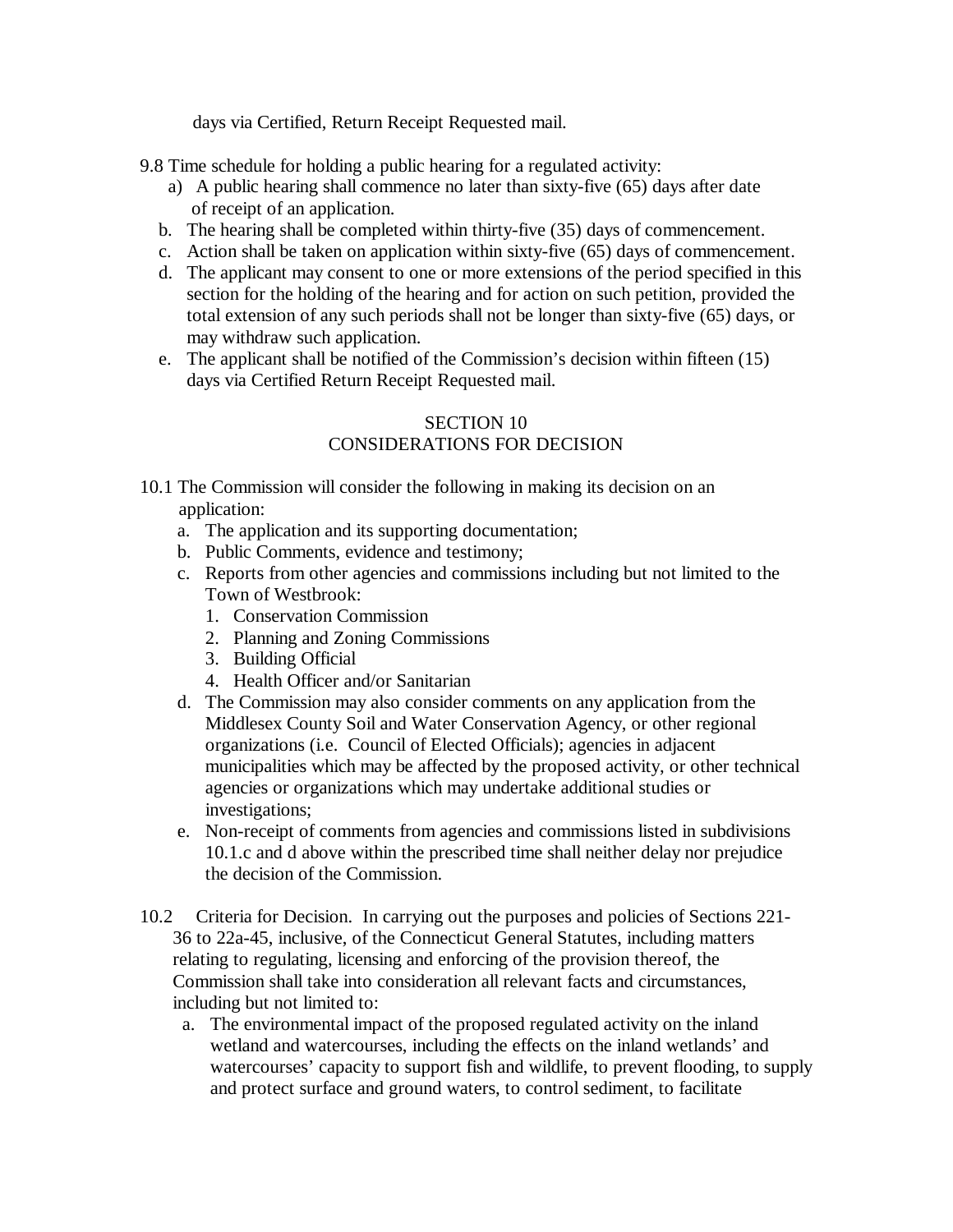days via Certified, Return Receipt Requested mail.

9.8 Time schedule for holding a public hearing for a regulated activity:

a) A public hearing shall commence no later than sixty-five (65) days after date of receipt of an application.
b. The hearing shall be completed within thirty-five (35) days of commencement.
c. Action shall be taken on application within sixty-five (65) days of commencement.
d. The applicant may consent to one or more extensions of the period specified in this section for the holding of the hearing and for action on such petition, provided the total extension of any such periods shall not be longer than sixty-five (65) days, or may withdraw such application.
e. The applicant shall be notified of the Commission's decision within fifteen (15) days via Certified Return Receipt Requested mail.

## SECTION 10
## CONSIDERATIONS FOR DECISION

10.1 The Commission will consider the following in making its decision on an application:

a. The application and its supporting documentation;
b. Public Comments, evidence and testimony;
c. Reports from other agencies and commissions including but not limited to the Town of Westbrook:
   1. Conservation Commission
   2. Planning and Zoning Commissions
   3. Building Official
   4. Health Officer and/or Sanitarian
d. The Commission may also consider comments on any application from the Middlesex County Soil and Water Conservation Agency, or other regional organizations (i.e. Council of Elected Officials); agencies in adjacent municipalities which may be affected by the proposed activity, or other technical agencies or organizations which may undertake additional studies or investigations;
e. Non-receipt of comments from agencies and commissions listed in subdivisions 10.1.c and d above within the prescribed time shall neither delay nor prejudice the decision of the Commission.

10.2 Criteria for Decision. In carrying out the purposes and policies of Sections 221-36 to 22a-45, inclusive, of the Connecticut General Statutes, including matters relating to regulating, licensing and enforcing of the provision thereof, the Commission shall take into consideration all relevant facts and circumstances, including but not limited to:

a. The environmental impact of the proposed regulated activity on the inland wetland and watercourses, including the effects on the inland wetlands' and watercourses' capacity to support fish and wildlife, to prevent flooding, to supply and protect surface and ground waters, to control sediment, to facilitate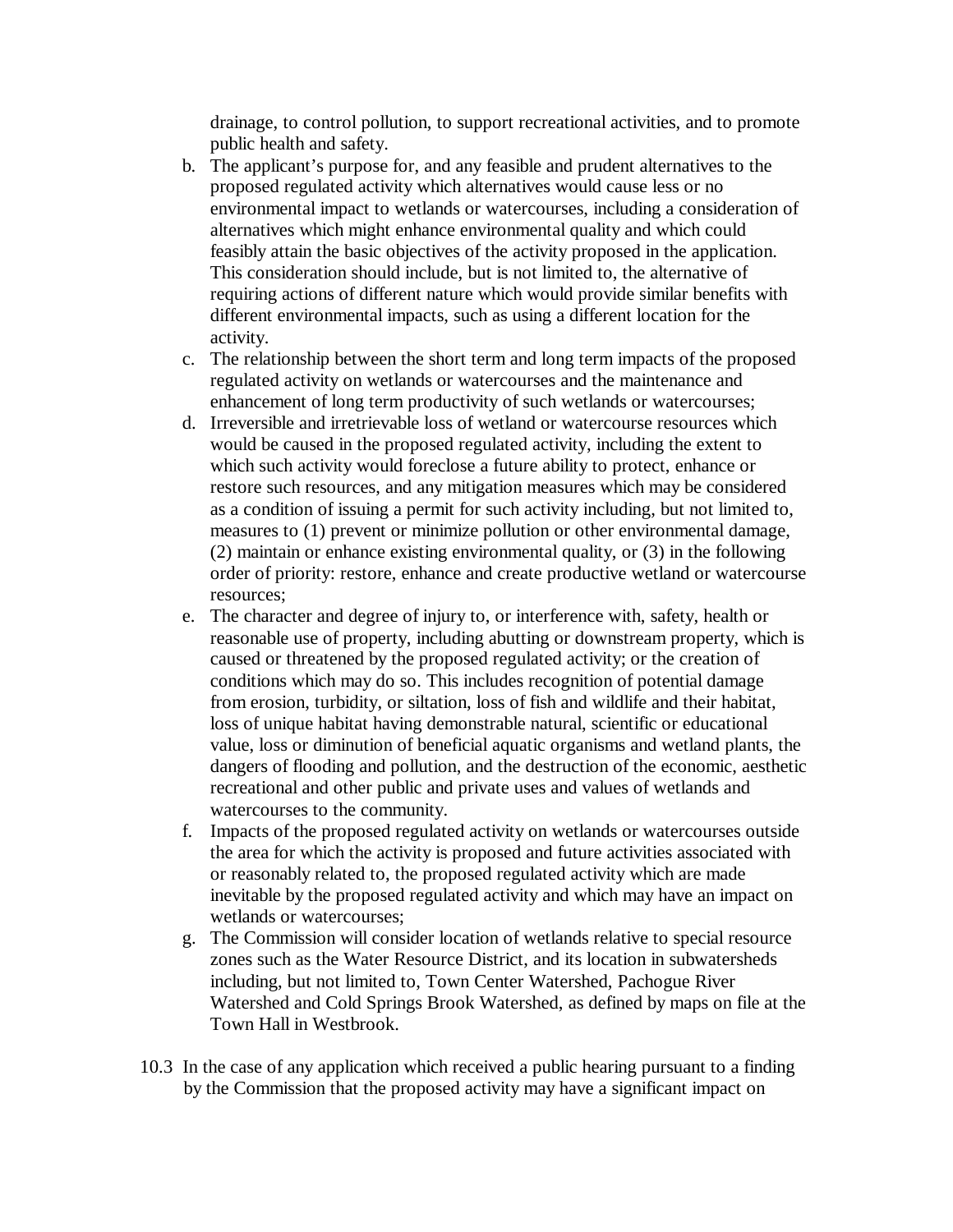drainage, to control pollution, to support recreational activities, and to promote public health and safety.

b. The applicant's purpose for, and any feasible and prudent alternatives to the proposed regulated activity which alternatives would cause less or no environmental impact to wetlands or watercourses, including a consideration of alternatives which might enhance environmental quality and which could feasibly attain the basic objectives of the activity proposed in the application. This consideration should include, but is not limited to, the alternative of requiring actions of different nature which would provide similar benefits with different environmental impacts, such as using a different location for the activity.

c. The relationship between the short term and long term impacts of the proposed regulated activity on wetlands or watercourses and the maintenance and enhancement of long term productivity of such wetlands or watercourses;

d. Irreversible and irretrievable loss of wetland or watercourse resources which would be caused in the proposed regulated activity, including the extent to which such activity would foreclose a future ability to protect, enhance or restore such resources, and any mitigation measures which may be considered as a condition of issuing a permit for such activity including, but not limited to, measures to (1) prevent or minimize pollution or other environmental damage, (2) maintain or enhance existing environmental quality, or (3) in the following order of priority: restore, enhance and create productive wetland or watercourse resources;

e. The character and degree of injury to, or interference with, safety, health or reasonable use of property, including abutting or downstream property, which is caused or threatened by the proposed regulated activity; or the creation of conditions which may do so. This includes recognition of potential damage from erosion, turbidity, or siltation, loss of fish and wildlife and their habitat, loss of unique habitat having demonstrable natural, scientific or educational value, loss or diminution of beneficial aquatic organisms and wetland plants, the dangers of flooding and pollution, and the destruction of the economic, aesthetic recreational and other public and private uses and values of wetlands and watercourses to the community.

f. Impacts of the proposed regulated activity on wetlands or watercourses outside the area for which the activity is proposed and future activities associated with or reasonably related to, the proposed regulated activity which are made inevitable by the proposed regulated activity and which may have an impact on wetlands or watercourses;

g. The Commission will consider location of wetlands relative to special resource zones such as the Water Resource District, and its location in subwatersheds including, but not limited to, Town Center Watershed, Pachogue River Watershed and Cold Springs Brook Watershed, as defined by maps on file at the Town Hall in Westbrook.

10.3 In the case of any application which received a public hearing pursuant to a finding by the Commission that the proposed activity may have a significant impact on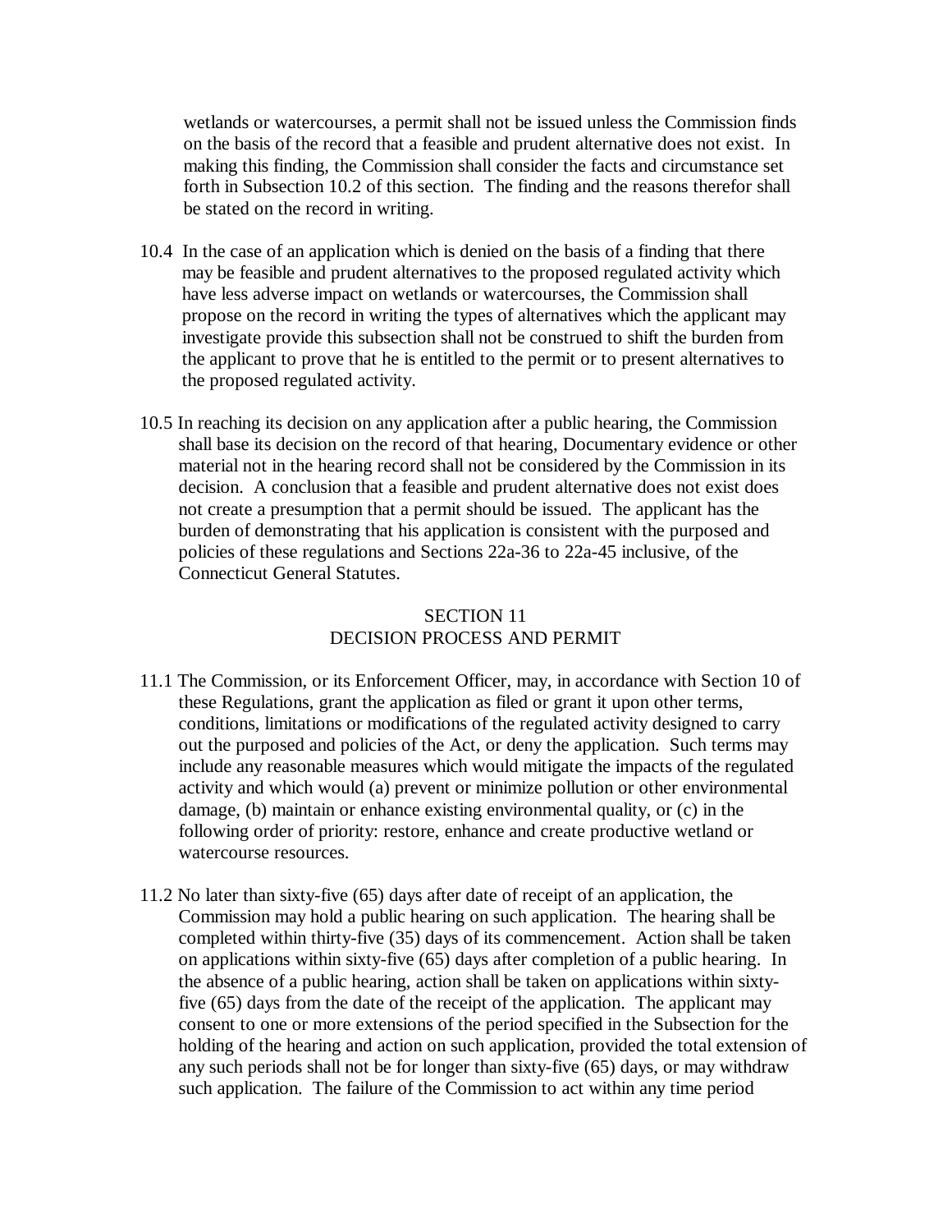wetlands or watercourses, a permit shall not be issued unless the Commission finds on the basis of the record that a feasible and prudent alternative does not exist. In making this finding, the Commission shall consider the facts and circumstance set forth in Subsection 10.2 of this section. The finding and the reasons therefor shall be stated on the record in writing.

10.4 In the case of an application which is denied on the basis of a finding that there may be feasible and prudent alternatives to the proposed regulated activity which have less adverse impact on wetlands or watercourses, the Commission shall propose on the record in writing the types of alternatives which the applicant may investigate provide this subsection shall not be construed to shift the burden from the applicant to prove that he is entitled to the permit or to present alternatives to the proposed regulated activity.

10.5 In reaching its decision on any application after a public hearing, the Commission shall base its decision on the record of that hearing, Documentary evidence or other material not in the hearing record shall not be considered by the Commission in its decision. A conclusion that a feasible and prudent alternative does not exist does not create a presumption that a permit should be issued. The applicant has the burden of demonstrating that his application is consistent with the purposed and policies of these regulations and Sections 22a-36 to 22a-45 inclusive, of the Connecticut General Statutes.

## SECTION 11
## DECISION PROCESS AND PERMIT

11.1 The Commission, or its Enforcement Officer, may, in accordance with Section 10 of these Regulations, grant the application as filed or grant it upon other terms, conditions, limitations or modifications of the regulated activity designed to carry out the purposed and policies of the Act, or deny the application. Such terms may include any reasonable measures which would mitigate the impacts of the regulated activity and which would (a) prevent or minimize pollution or other environmental damage, (b) maintain or enhance existing environmental quality, or (c) in the following order of priority: restore, enhance and create productive wetland or watercourse resources.

11.2 No later than sixty-five (65) days after date of receipt of an application, the Commission may hold a public hearing on such application. The hearing shall be completed within thirty-five (35) days of its commencement. Action shall be taken on applications within sixty-five (65) days after completion of a public hearing. In the absence of a public hearing, action shall be taken on applications within sixty-five (65) days from the date of the receipt of the application. The applicant may consent to one or more extensions of the period specified in the Subsection for the holding of the hearing and action on such application, provided the total extension of any such periods shall not be for longer than sixty-five (65) days, or may withdraw such application. The failure of the Commission to act within any time period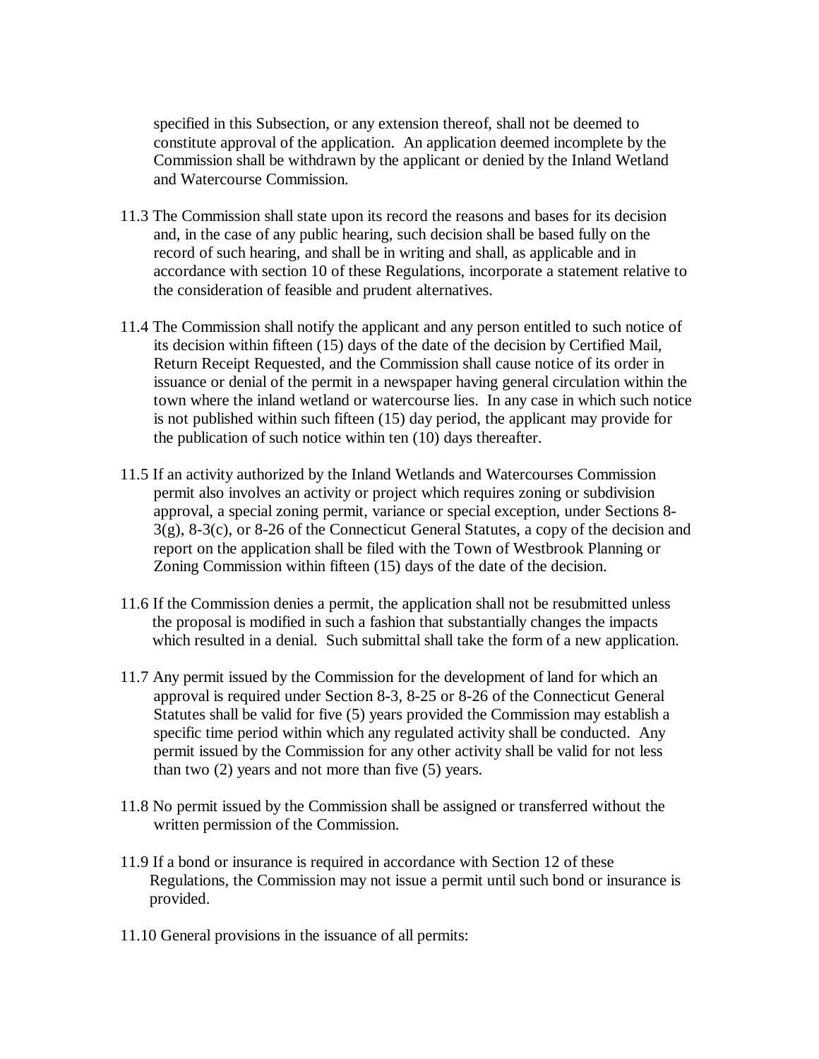specified in this Subsection, or any extension thereof, shall not be deemed to constitute approval of the application. An application deemed incomplete by the Commission shall be withdrawn by the applicant or denied by the Inland Wetland and Watercourse Commission.

11.3 The Commission shall state upon its record the reasons and bases for its decision and, in the case of any public hearing, such decision shall be based fully on the record of such hearing, and shall be in writing and shall, as applicable and in accordance with section 10 of these Regulations, incorporate a statement relative to the consideration of feasible and prudent alternatives.

11.4 The Commission shall notify the applicant and any person entitled to such notice of its decision within fifteen (15) days of the date of the decision by Certified Mail, Return Receipt Requested, and the Commission shall cause notice of its order in issuance or denial of the permit in a newspaper having general circulation within the town where the inland wetland or watercourse lies. In any case in which such notice is not published within such fifteen (15) day period, the applicant may provide for the publication of such notice within ten (10) days thereafter.

11.5 If an activity authorized by the Inland Wetlands and Watercourses Commission permit also involves an activity or project which requires zoning or subdivision approval, a special zoning permit, variance or special exception, under Sections 8-3(g), 8-3(c), or 8-26 of the Connecticut General Statutes, a copy of the decision and report on the application shall be filed with the Town of Westbrook Planning or Zoning Commission within fifteen (15) days of the date of the decision.

11.6 If the Commission denies a permit, the application shall not be resubmitted unless the proposal is modified in such a fashion that substantially changes the impacts which resulted in a denial. Such submittal shall take the form of a new application.

11.7 Any permit issued by the Commission for the development of land for which an approval is required under Section 8-3, 8-25 or 8-26 of the Connecticut General Statutes shall be valid for five (5) years provided the Commission may establish a specific time period within which any regulated activity shall be conducted. Any permit issued by the Commission for any other activity shall be valid for not less than two (2) years and not more than five (5) years.

11.8 No permit issued by the Commission shall be assigned or transferred without the written permission of the Commission.

11.9 If a bond or insurance is required in accordance with Section 12 of these Regulations, the Commission may not issue a permit until such bond or insurance is provided.

11.10 General provisions in the issuance of all permits: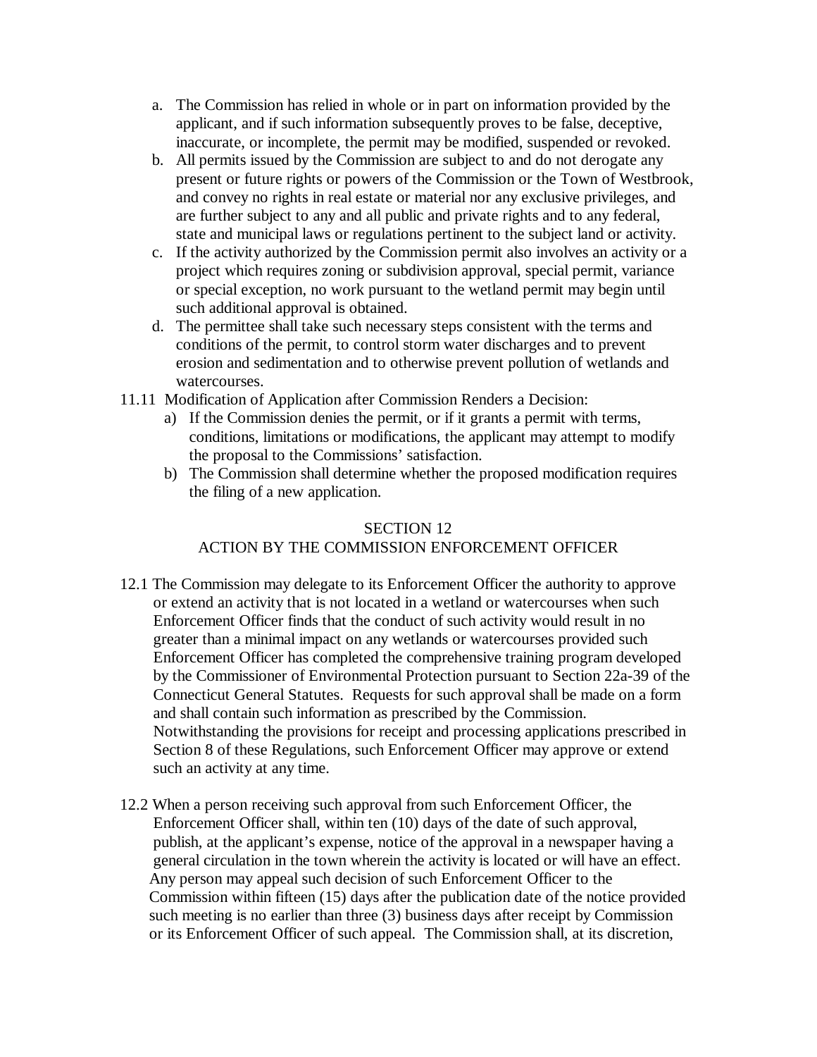a. The Commission has relied in whole or in part on information provided by the applicant, and if such information subsequently proves to be false, deceptive, inaccurate, or incomplete, the permit may be modified, suspended or revoked.
b. All permits issued by the Commission are subject to and do not derogate any present or future rights or powers of the Commission or the Town of Westbrook, and convey no rights in real estate or material nor any exclusive privileges, and are further subject to any and all public and private rights and to any federal, state and municipal laws or regulations pertinent to the subject land or activity.
c. If the activity authorized by the Commission permit also involves an activity or a project which requires zoning or subdivision approval, special permit, variance or special exception, no work pursuant to the wetland permit may begin until such additional approval is obtained.
d. The permittee shall take such necessary steps consistent with the terms and conditions of the permit, to control storm water discharges and to prevent erosion and sedimentation and to otherwise prevent pollution of wetlands and watercourses.

11.11 Modification of Application after Commission Renders a Decision:

a) If the Commission denies the permit, or if it grants a permit with terms, conditions, limitations or modifications, the applicant may attempt to modify the proposal to the Commissions' satisfaction.
b) The Commission shall determine whether the proposed modification requires the filing of a new application.

## SECTION 12
## ACTION BY THE COMMISSION ENFORCEMENT OFFICER

12.1 The Commission may delegate to its Enforcement Officer the authority to approve or extend an activity that is not located in a wetland or watercourses when such Enforcement Officer finds that the conduct of such activity would result in no greater than a minimal impact on any wetlands or watercourses provided such Enforcement Officer has completed the comprehensive training program developed by the Commissioner of Environmental Protection pursuant to Section 22a-39 of the Connecticut General Statutes. Requests for such approval shall be made on a form and shall contain such information as prescribed by the Commission. Notwithstanding the provisions for receipt and processing applications prescribed in Section 8 of these Regulations, such Enforcement Officer may approve or extend such an activity at any time.

12.2 When a person receiving such approval from such Enforcement Officer, the Enforcement Officer shall, within ten (10) days of the date of such approval, publish, at the applicant's expense, notice of the approval in a newspaper having a general circulation in the town wherein the activity is located or will have an effect. Any person may appeal such decision of such Enforcement Officer to the Commission within fifteen (15) days after the publication date of the notice provided such meeting is no earlier than three (3) business days after receipt by Commission or its Enforcement Officer of such appeal. The Commission shall, at its discretion,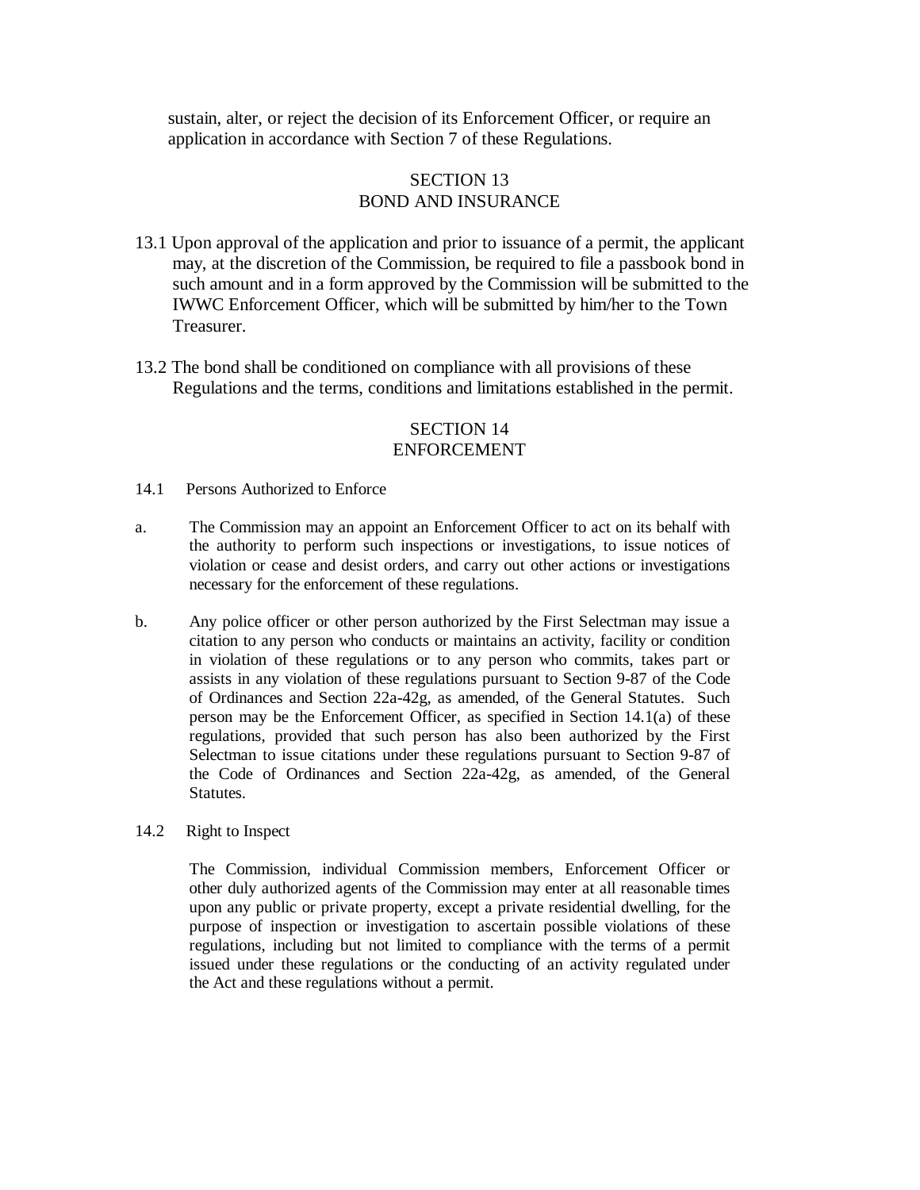sustain, alter, or reject the decision of its Enforcement Officer, or require an application in accordance with Section 7 of these Regulations.

## SECTION 13
## BOND AND INSURANCE

13.1 Upon approval of the application and prior to issuance of a permit, the applicant may, at the discretion of the Commission, be required to file a passbook bond in such amount and in a form approved by the Commission will be submitted to the IWWC Enforcement Officer, which will be submitted by him/her to the Town Treasurer.

13.2 The bond shall be conditioned on compliance with all provisions of these Regulations and the terms, conditions and limitations established in the permit.

## SECTION 14
## ENFORCEMENT

14.1 Persons Authorized to Enforce

a. The Commission may an appoint an Enforcement Officer to act on its behalf with the authority to perform such inspections or investigations, to issue notices of violation or cease and desist orders, and carry out other actions or investigations necessary for the enforcement of these regulations.

b. Any police officer or other person authorized by the First Selectman may issue a citation to any person who conducts or maintains an activity, facility or condition in violation of these regulations or to any person who commits, takes part or assists in any violation of these regulations pursuant to Section 9-87 of the Code of Ordinances and Section 22a-42g, as amended, of the General Statutes. Such person may be the Enforcement Officer, as specified in Section 14.1(a) of these regulations, provided that such person has also been authorized by the First Selectman to issue citations under these regulations pursuant to Section 9-87 of the Code of Ordinances and Section 22a-42g, as amended, of the General Statutes.

14.2 Right to Inspect

The Commission, individual Commission members, Enforcement Officer or other duly authorized agents of the Commission may enter at all reasonable times upon any public or private property, except a private residential dwelling, for the purpose of inspection or investigation to ascertain possible violations of these regulations, including but not limited to compliance with the terms of a permit issued under these regulations or the conducting of an activity regulated under the Act and these regulations without a permit.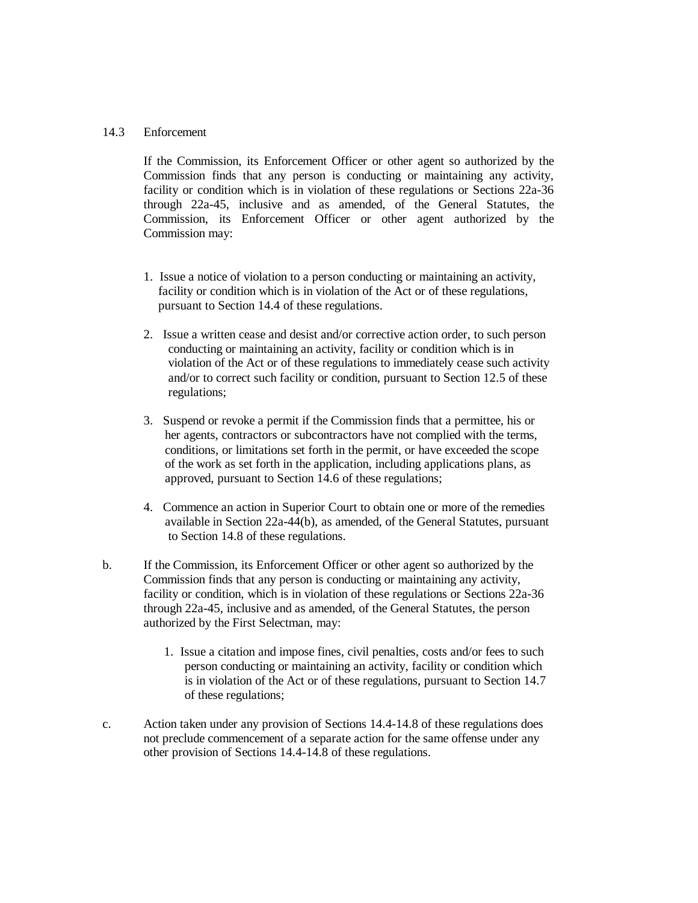14.3 Enforcement

If the Commission, its Enforcement Officer or other agent so authorized by the Commission finds that any person is conducting or maintaining any activity, facility or condition which is in violation of these regulations or Sections 22a-36 through 22a-45, inclusive and as amended, of the General Statutes, the Commission, its Enforcement Officer or other agent authorized by the Commission may:

1. Issue a notice of violation to a person conducting or maintaining an activity, facility or condition which is in violation of the Act or of these regulations, pursuant to Section 14.4 of these regulations.

2. Issue a written cease and desist and/or corrective action order, to such person conducting or maintaining an activity, facility or condition which is in violation of the Act or of these regulations to immediately cease such activity and/or to correct such facility or condition, pursuant to Section 12.5 of these regulations;

3. Suspend or revoke a permit if the Commission finds that a permittee, his or her agents, contractors or subcontractors have not complied with the terms, conditions, or limitations set forth in the permit, or have exceeded the scope of the work as set forth in the application, including applications plans, as approved, pursuant to Section 14.6 of these regulations;

4. Commence an action in Superior Court to obtain one or more of the remedies available in Section 22a-44(b), as amended, of the General Statutes, pursuant to Section 14.8 of these regulations.

b. If the Commission, its Enforcement Officer or other agent so authorized by the Commission finds that any person is conducting or maintaining any activity, facility or condition, which is in violation of these regulations or Sections 22a-36 through 22a-45, inclusive and as amended, of the General Statutes, the person authorized by the First Selectman, may:

   1. Issue a citation and impose fines, civil penalties, costs and/or fees to such person conducting or maintaining an activity, facility or condition which is in violation of the Act or of these regulations, pursuant to Section 14.7 of these regulations;

c. Action taken under any provision of Sections 14.4-14.8 of these regulations does not preclude commencement of a separate action for the same offense under any other provision of Sections 14.4-14.8 of these regulations.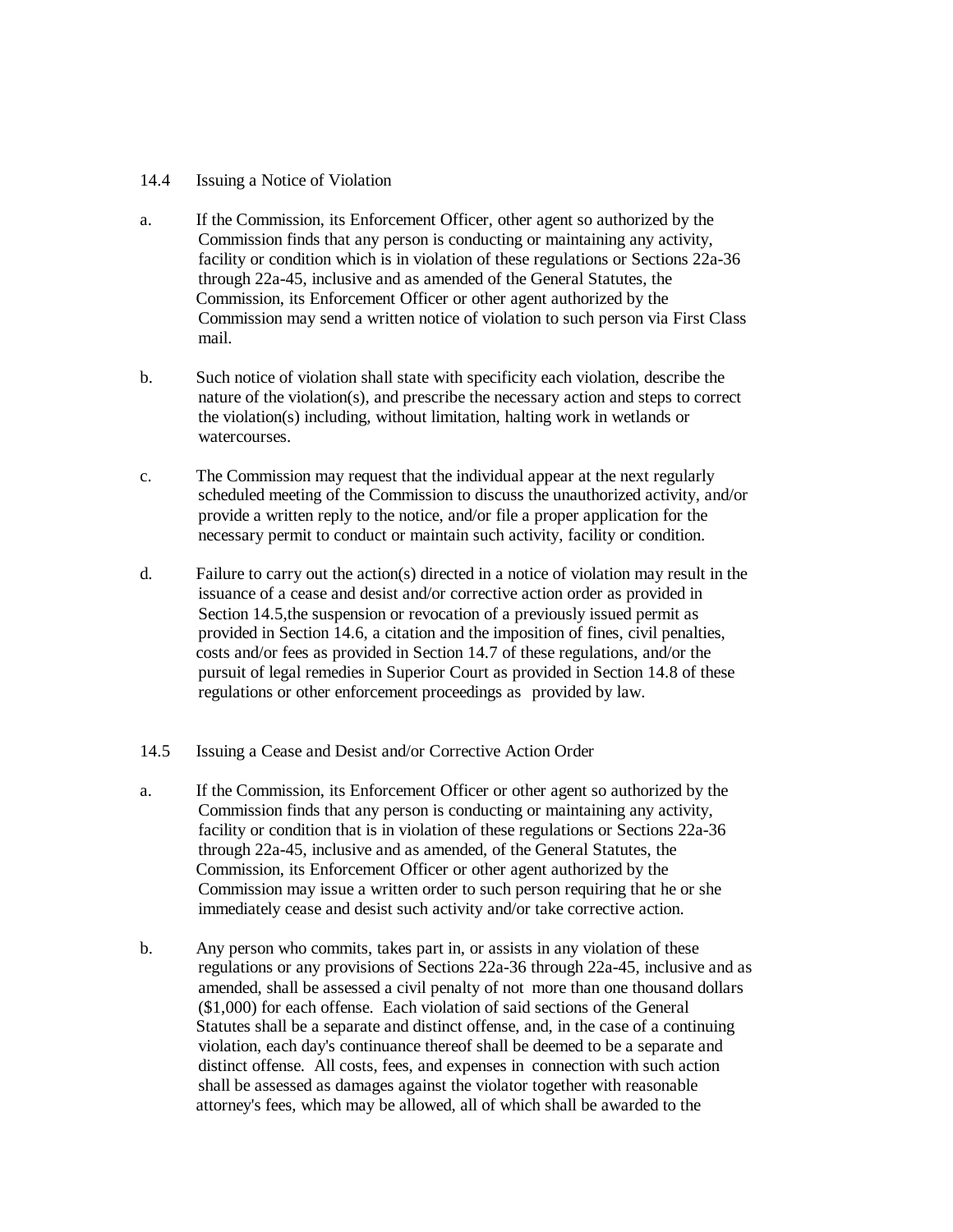## 14.4 Issuing a Notice of Violation

a. If the Commission, its Enforcement Officer, other agent so authorized by the Commission finds that any person is conducting or maintaining any activity, facility or condition which is in violation of these regulations or Sections 22a-36 through 22a-45, inclusive and as amended of the General Statutes, the Commission, its Enforcement Officer or other agent authorized by the Commission may send a written notice of violation to such person via First Class mail.

b. Such notice of violation shall state with specificity each violation, describe the nature of the violation(s), and prescribe the necessary action and steps to correct the violation(s) including, without limitation, halting work in wetlands or watercourses.

c. The Commission may request that the individual appear at the next regularly scheduled meeting of the Commission to discuss the unauthorized activity, and/or provide a written reply to the notice, and/or file a proper application for the necessary permit to conduct or maintain such activity, facility or condition.

d. Failure to carry out the action(s) directed in a notice of violation may result in the issuance of a cease and desist and/or corrective action order as provided in Section 14.5,the suspension or revocation of a previously issued permit as provided in Section 14.6, a citation and the imposition of fines, civil penalties, costs and/or fees as provided in Section 14.7 of these regulations, and/or the pursuit of legal remedies in Superior Court as provided in Section 14.8 of these regulations or other enforcement proceedings as provided by law.

## 14.5 Issuing a Cease and Desist and/or Corrective Action Order

a. If the Commission, its Enforcement Officer or other agent so authorized by the Commission finds that any person is conducting or maintaining any activity, facility or condition that is in violation of these regulations or Sections 22a-36 through 22a-45, inclusive and as amended, of the General Statutes, the Commission, its Enforcement Officer or other agent authorized by the Commission may issue a written order to such person requiring that he or she immediately cease and desist such activity and/or take corrective action.

b. Any person who commits, takes part in, or assists in any violation of these regulations or any provisions of Sections 22a-36 through 22a-45, inclusive and as amended, shall be assessed a civil penalty of not more than one thousand dollars ($1,000) for each offense. Each violation of said sections of the General Statutes shall be a separate and distinct offense, and, in the case of a continuing violation, each day's continuance thereof shall be deemed to be a separate and distinct offense. All costs, fees, and expenses in connection with such action shall be assessed as damages against the violator together with reasonable attorney's fees, which may be allowed, all of which shall be awarded to the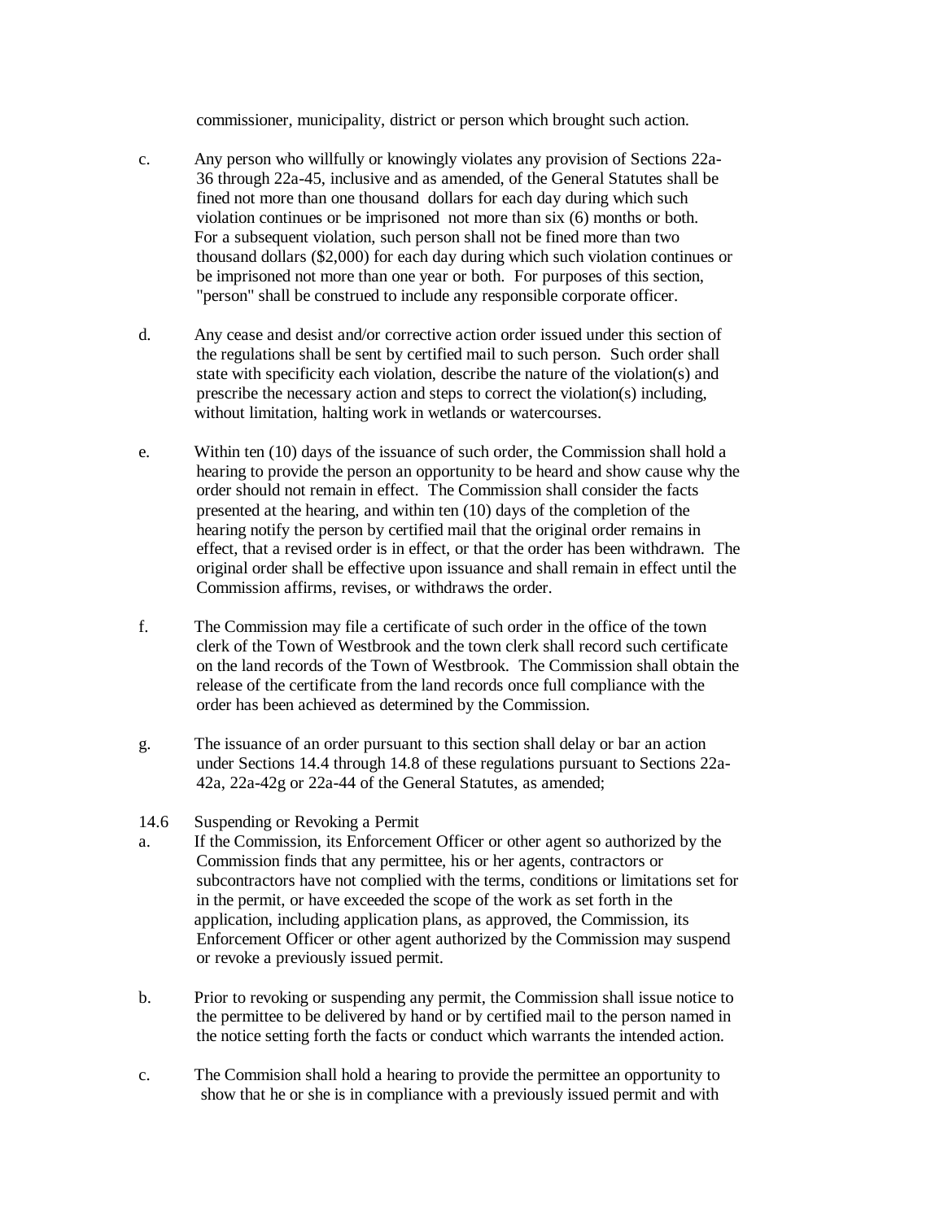commissioner, municipality, district or person which brought such action.

c. Any person who willfully or knowingly violates any provision of Sections 22a-36 through 22a-45, inclusive and as amended, of the General Statutes shall be fined not more than one thousand dollars for each day during which such violation continues or be imprisoned not more than six (6) months or both. For a subsequent violation, such person shall not be fined more than two thousand dollars ($2,000) for each day during which such violation continues or be imprisoned not more than one year or both. For purposes of this section, "person" shall be construed to include any responsible corporate officer.

d. Any cease and desist and/or corrective action order issued under this section of the regulations shall be sent by certified mail to such person. Such order shall state with specificity each violation, describe the nature of the violation(s) and prescribe the necessary action and steps to correct the violation(s) including, without limitation, halting work in wetlands or watercourses.

e. Within ten (10) days of the issuance of such order, the Commission shall hold a hearing to provide the person an opportunity to be heard and show cause why the order should not remain in effect. The Commission shall consider the facts presented at the hearing, and within ten (10) days of the completion of the hearing notify the person by certified mail that the original order remains in effect, that a revised order is in effect, or that the order has been withdrawn. The original order shall be effective upon issuance and shall remain in effect until the Commission affirms, revises, or withdraws the order.

f. The Commission may file a certificate of such order in the office of the town clerk of the Town of Westbrook and the town clerk shall record such certificate on the land records of the Town of Westbrook. The Commission shall obtain the release of the certificate from the land records once full compliance with the order has been achieved as determined by the Commission.

g. The issuance of an order pursuant to this section shall delay or bar an action under Sections 14.4 through 14.8 of these regulations pursuant to Sections 22a-42a, 22a-42g or 22a-44 of the General Statutes, as amended;

14.6 Suspending or Revoking a Permit

a. If the Commission, its Enforcement Officer or other agent so authorized by the Commission finds that any permittee, his or her agents, contractors or subcontractors have not complied with the terms, conditions or limitations set for in the permit, or have exceeded the scope of the work as set forth in the application, including application plans, as approved, the Commission, its Enforcement Officer or other agent authorized by the Commission may suspend or revoke a previously issued permit.

b. Prior to revoking or suspending any permit, the Commission shall issue notice to the permittee to be delivered by hand or by certified mail to the person named in the notice setting forth the facts or conduct which warrants the intended action.

c. The Commision shall hold a hearing to provide the permittee an opportunity to show that he or she is in compliance with a previously issued permit and with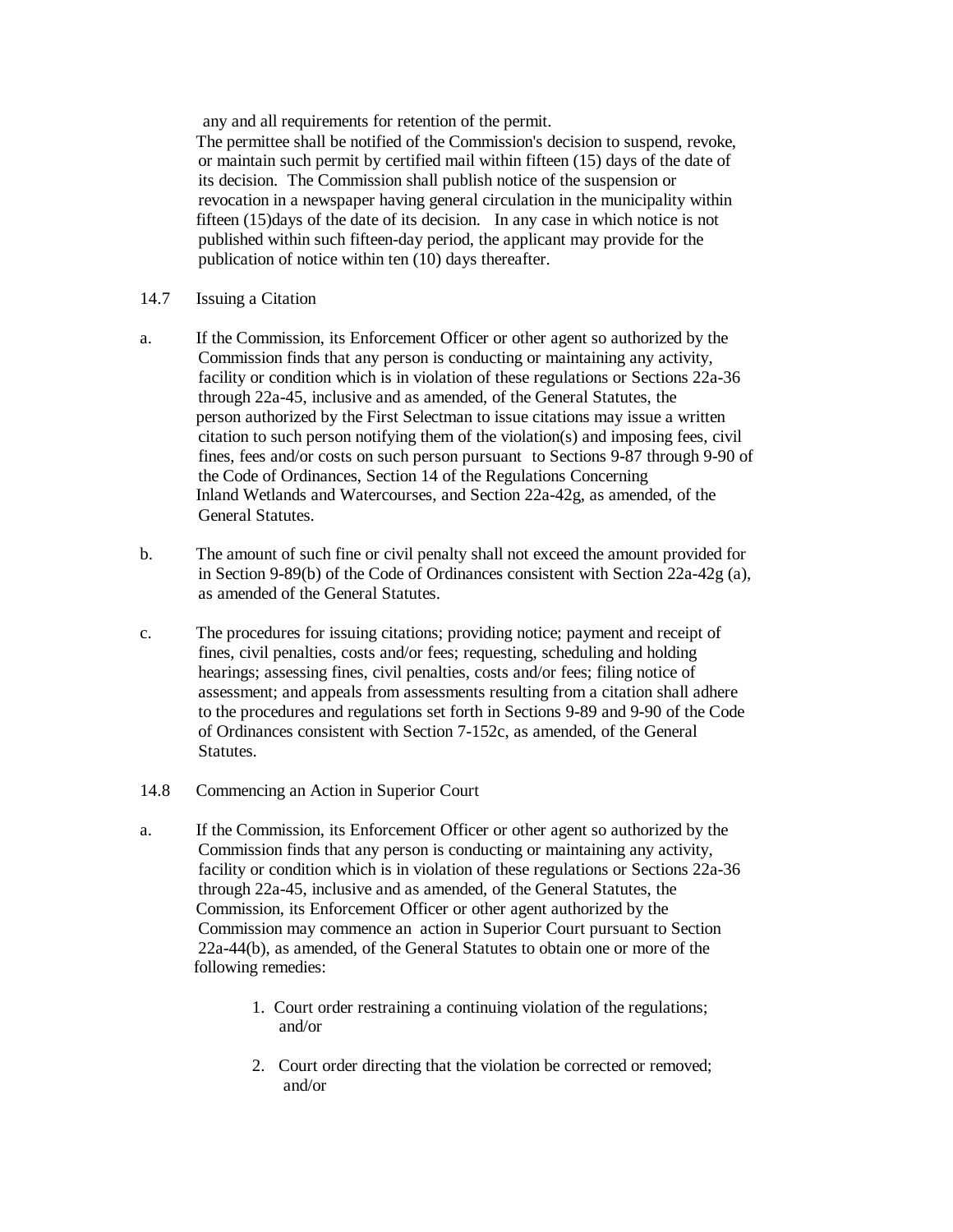any and all requirements for retention of the permit.

The permittee shall be notified of the Commission's decision to suspend, revoke, or maintain such permit by certified mail within fifteen (15) days of the date of its decision. The Commission shall publish notice of the suspension or revocation in a newspaper having general circulation in the municipality within fifteen (15)days of the date of its decision. In any case in which notice is not published within such fifteen-day period, the applicant may provide for the publication of notice within ten (10) days thereafter.

14.7 Issuing a Citation

a. If the Commission, its Enforcement Officer or other agent so authorized by the Commission finds that any person is conducting or maintaining any activity, facility or condition which is in violation of these regulations or Sections 22a-36 through 22a-45, inclusive and as amended, of the General Statutes, the person authorized by the First Selectman to issue citations may issue a written citation to such person notifying them of the violation(s) and imposing fees, civil fines, fees and/or costs on such person pursuant to Sections 9-87 through 9-90 of the Code of Ordinances, Section 14 of the Regulations Concerning Inland Wetlands and Watercourses, and Section 22a-42g, as amended, of the General Statutes.

b. The amount of such fine or civil penalty shall not exceed the amount provided for in Section 9-89(b) of the Code of Ordinances consistent with Section 22a-42g (a), as amended of the General Statutes.

c. The procedures for issuing citations; providing notice; payment and receipt of fines, civil penalties, costs and/or fees; requesting, scheduling and holding hearings; assessing fines, civil penalties, costs and/or fees; filing notice of assessment; and appeals from assessments resulting from a citation shall adhere to the procedures and regulations set forth in Sections 9-89 and 9-90 of the Code of Ordinances consistent with Section 7-152c, as amended, of the General Statutes.

14.8 Commencing an Action in Superior Court

a. If the Commission, its Enforcement Officer or other agent so authorized by the Commission finds that any person is conducting or maintaining any activity, facility or condition which is in violation of these regulations or Sections 22a-36 through 22a-45, inclusive and as amended, of the General Statutes, the Commission, its Enforcement Officer or other agent authorized by the Commission may commence an action in Superior Court pursuant to Section 22a-44(b), as amended, of the General Statutes to obtain one or more of the following remedies:

1. Court order restraining a continuing violation of the regulations; and/or

2. Court order directing that the violation be corrected or removed; and/or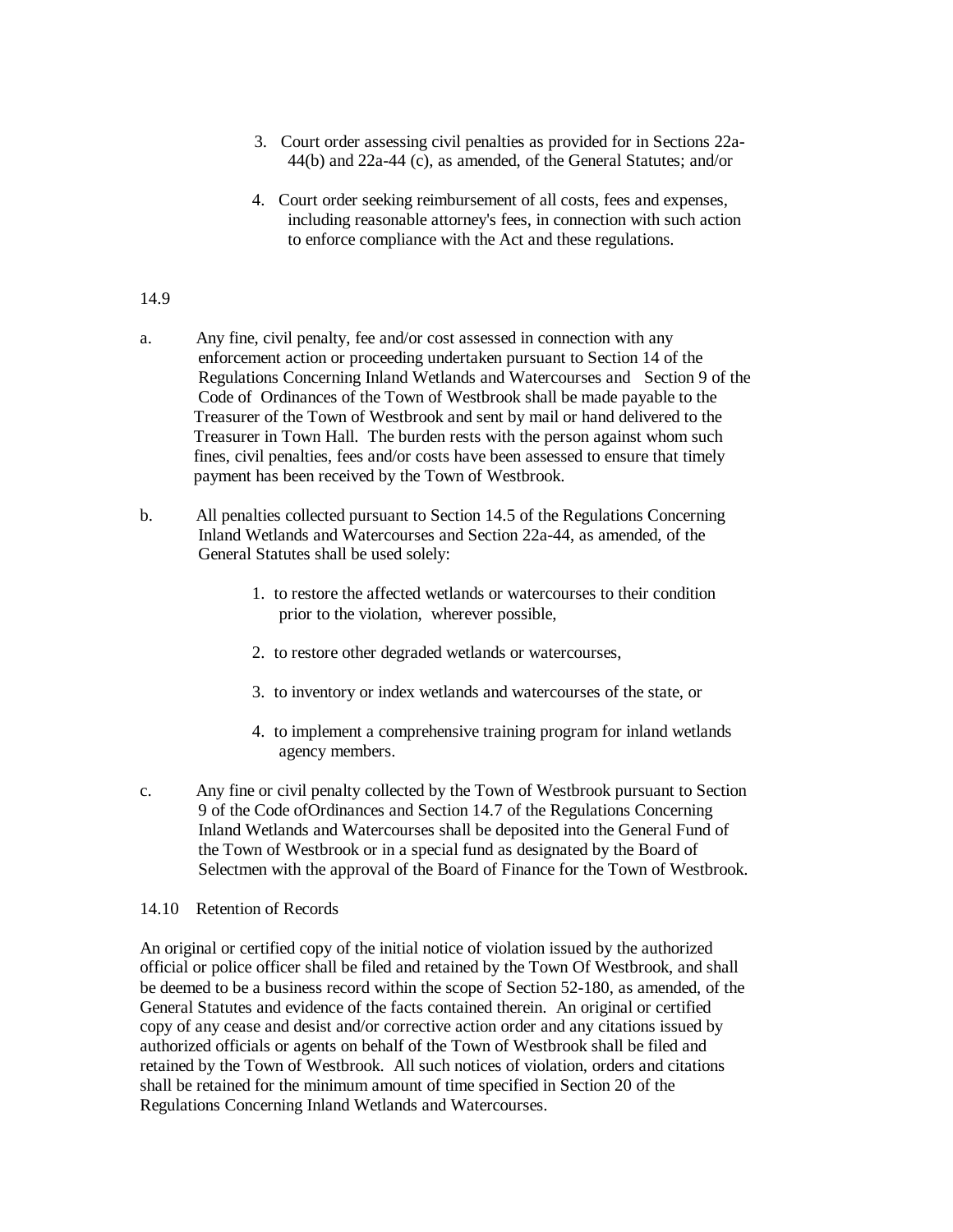3. Court order assessing civil penalties as provided for in Sections 22a-44(b) and 22a-44 (c), as amended, of the General Statutes; and/or

4. Court order seeking reimbursement of all costs, fees and expenses, including reasonable attorney's fees, in connection with such action to enforce compliance with the Act and these regulations.

14.9

a. Any fine, civil penalty, fee and/or cost assessed in connection with any enforcement action or proceeding undertaken pursuant to Section 14 of the Regulations Concerning Inland Wetlands and Watercourses and Section 9 of the Code of Ordinances of the Town of Westbrook shall be made payable to the Treasurer of the Town of Westbrook and sent by mail or hand delivered to the Treasurer in Town Hall. The burden rests with the person against whom such fines, civil penalties, fees and/or costs have been assessed to ensure that timely payment has been received by the Town of Westbrook.

b. All penalties collected pursuant to Section 14.5 of the Regulations Concerning Inland Wetlands and Watercourses and Section 22a-44, as amended, of the General Statutes shall be used solely:

   1. to restore the affected wetlands or watercourses to their condition prior to the violation, wherever possible,

   2. to restore other degraded wetlands or watercourses,

   3. to inventory or index wetlands and watercourses of the state, or

   4. to implement a comprehensive training program for inland wetlands agency members.

c. Any fine or civil penalty collected by the Town of Westbrook pursuant to Section 9 of the Code ofOrdinances and Section 14.7 of the Regulations Concerning Inland Wetlands and Watercourses shall be deposited into the General Fund of the Town of Westbrook or in a special fund as designated by the Board of Selectmen with the approval of the Board of Finance for the Town of Westbrook.

14.10 Retention of Records

An original or certified copy of the initial notice of violation issued by the authorized official or police officer shall be filed and retained by the Town Of Westbrook, and shall be deemed to be a business record within the scope of Section 52-180, as amended, of the General Statutes and evidence of the facts contained therein. An original or certified copy of any cease and desist and/or corrective action order and any citations issued by authorized officials or agents on behalf of the Town of Westbrook shall be filed and retained by the Town of Westbrook. All such notices of violation, orders and citations shall be retained for the minimum amount of time specified in Section 20 of the Regulations Concerning Inland Wetlands and Watercourses.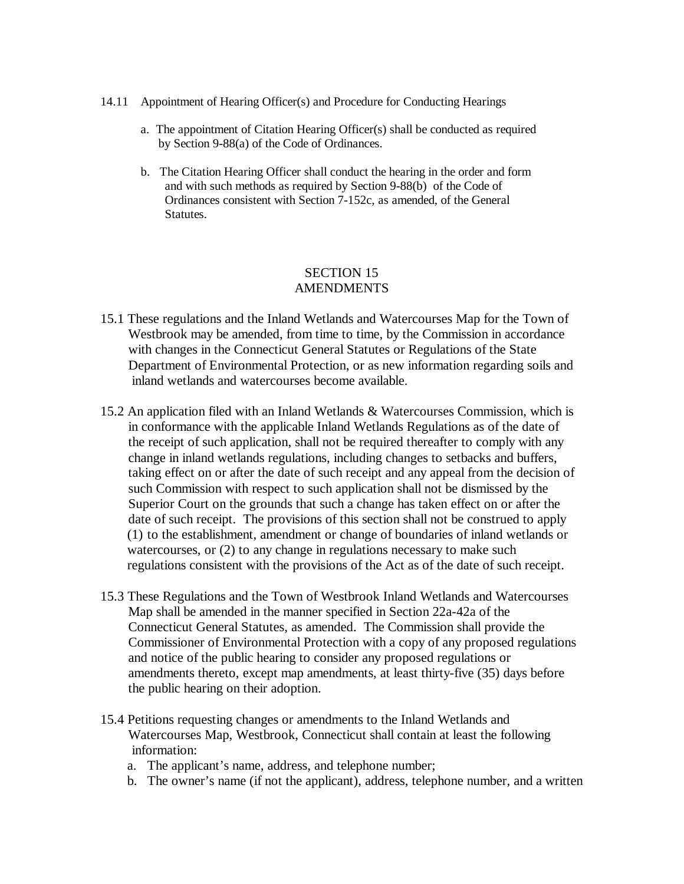14.11 Appointment of Hearing Officer(s) and Procedure for Conducting Hearings

a. The appointment of Citation Hearing Officer(s) shall be conducted as required by Section 9-88(a) of the Code of Ordinances.

b. The Citation Hearing Officer shall conduct the hearing in the order and form and with such methods as required by Section 9-88(b) of the Code of Ordinances consistent with Section 7-152c, as amended, of the General Statutes.

## SECTION 15
## AMENDMENTS

15.1 These regulations and the Inland Wetlands and Watercourses Map for the Town of Westbrook may be amended, from time to time, by the Commission in accordance with changes in the Connecticut General Statutes or Regulations of the State Department of Environmental Protection, or as new information regarding soils and inland wetlands and watercourses become available.

15.2 An application filed with an Inland Wetlands & Watercourses Commission, which is in conformance with the applicable Inland Wetlands Regulations as of the date of the receipt of such application, shall not be required thereafter to comply with any change in inland wetlands regulations, including changes to setbacks and buffers, taking effect on or after the date of such receipt and any appeal from the decision of such Commission with respect to such application shall not be dismissed by the Superior Court on the grounds that such a change has taken effect on or after the date of such receipt. The provisions of this section shall not be construed to apply (1) to the establishment, amendment or change of boundaries of inland wetlands or watercourses, or (2) to any change in regulations necessary to make such regulations consistent with the provisions of the Act as of the date of such receipt.

15.3 These Regulations and the Town of Westbrook Inland Wetlands and Watercourses Map shall be amended in the manner specified in Section 22a-42a of the Connecticut General Statutes, as amended. The Commission shall provide the Commissioner of Environmental Protection with a copy of any proposed regulations and notice of the public hearing to consider any proposed regulations or amendments thereto, except map amendments, at least thirty-five (35) days before the public hearing on their adoption.

15.4 Petitions requesting changes or amendments to the Inland Wetlands and Watercourses Map, Westbrook, Connecticut shall contain at least the following information:

a. The applicant's name, address, and telephone number;
b. The owner's name (if not the applicant), address, telephone number, and a written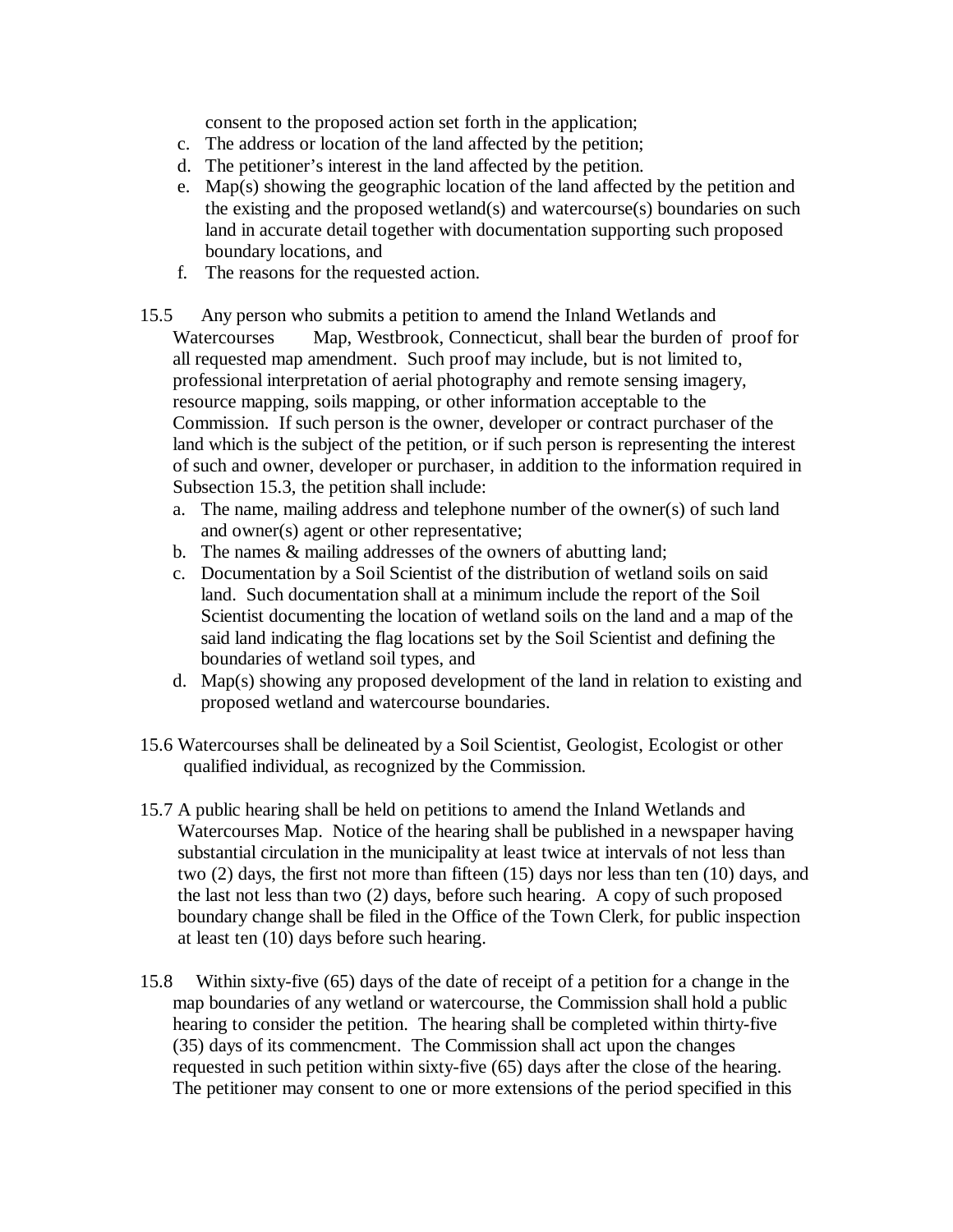consent to the proposed action set forth in the application;

c. The address or location of the land affected by the petition;
d. The petitioner's interest in the land affected by the petition.
e. Map(s) showing the geographic location of the land affected by the petition and the existing and the proposed wetland(s) and watercourse(s) boundaries on such land in accurate detail together with documentation supporting such proposed boundary locations, and
f. The reasons for the requested action.

15.5 Any person who submits a petition to amend the Inland Wetlands and Watercourses Map, Westbrook, Connecticut, shall bear the burden of proof for all requested map amendment. Such proof may include, but is not limited to, professional interpretation of aerial photography and remote sensing imagery, resource mapping, soils mapping, or other information acceptable to the Commission. If such person is the owner, developer or contract purchaser of the land which is the subject of the petition, or if such person is representing the interest of such and owner, developer or purchaser, in addition to the information required in Subsection 15.3, the petition shall include:

a. The name, mailing address and telephone number of the owner(s) of such land and owner(s) agent or other representative;
b. The names & mailing addresses of the owners of abutting land;
c. Documentation by a Soil Scientist of the distribution of wetland soils on said land. Such documentation shall at a minimum include the report of the Soil Scientist documenting the location of wetland soils on the land and a map of the said land indicating the flag locations set by the Soil Scientist and defining the boundaries of wetland soil types, and
d. Map(s) showing any proposed development of the land in relation to existing and proposed wetland and watercourse boundaries.

15.6 Watercourses shall be delineated by a Soil Scientist, Geologist, Ecologist or other qualified individual, as recognized by the Commission.

15.7 A public hearing shall be held on petitions to amend the Inland Wetlands and Watercourses Map. Notice of the hearing shall be published in a newspaper having substantial circulation in the municipality at least twice at intervals of not less than two (2) days, the first not more than fifteen (15) days nor less than ten (10) days, and the last not less than two (2) days, before such hearing. A copy of such proposed boundary change shall be filed in the Office of the Town Clerk, for public inspection at least ten (10) days before such hearing.

15.8 Within sixty-five (65) days of the date of receipt of a petition for a change in the map boundaries of any wetland or watercourse, the Commission shall hold a public hearing to consider the petition. The hearing shall be completed within thirty-five (35) days of its commencment. The Commission shall act upon the changes requested in such petition within sixty-five (65) days after the close of the hearing. The petitioner may consent to one or more extensions of the period specified in this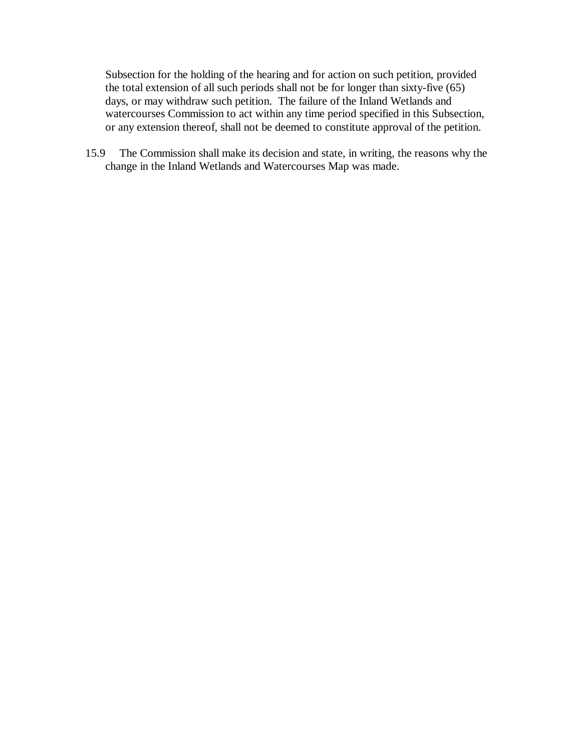Subsection for the holding of the hearing and for action on such petition, provided the total extension of all such periods shall not be for longer than sixty-five (65) days, or may withdraw such petition. The failure of the Inland Wetlands and watercourses Commission to act within any time period specified in this Subsection, or any extension thereof, shall not be deemed to constitute approval of the petition.

15.9 The Commission shall make its decision and state, in writing, the reasons why the change in the Inland Wetlands and Watercourses Map was made.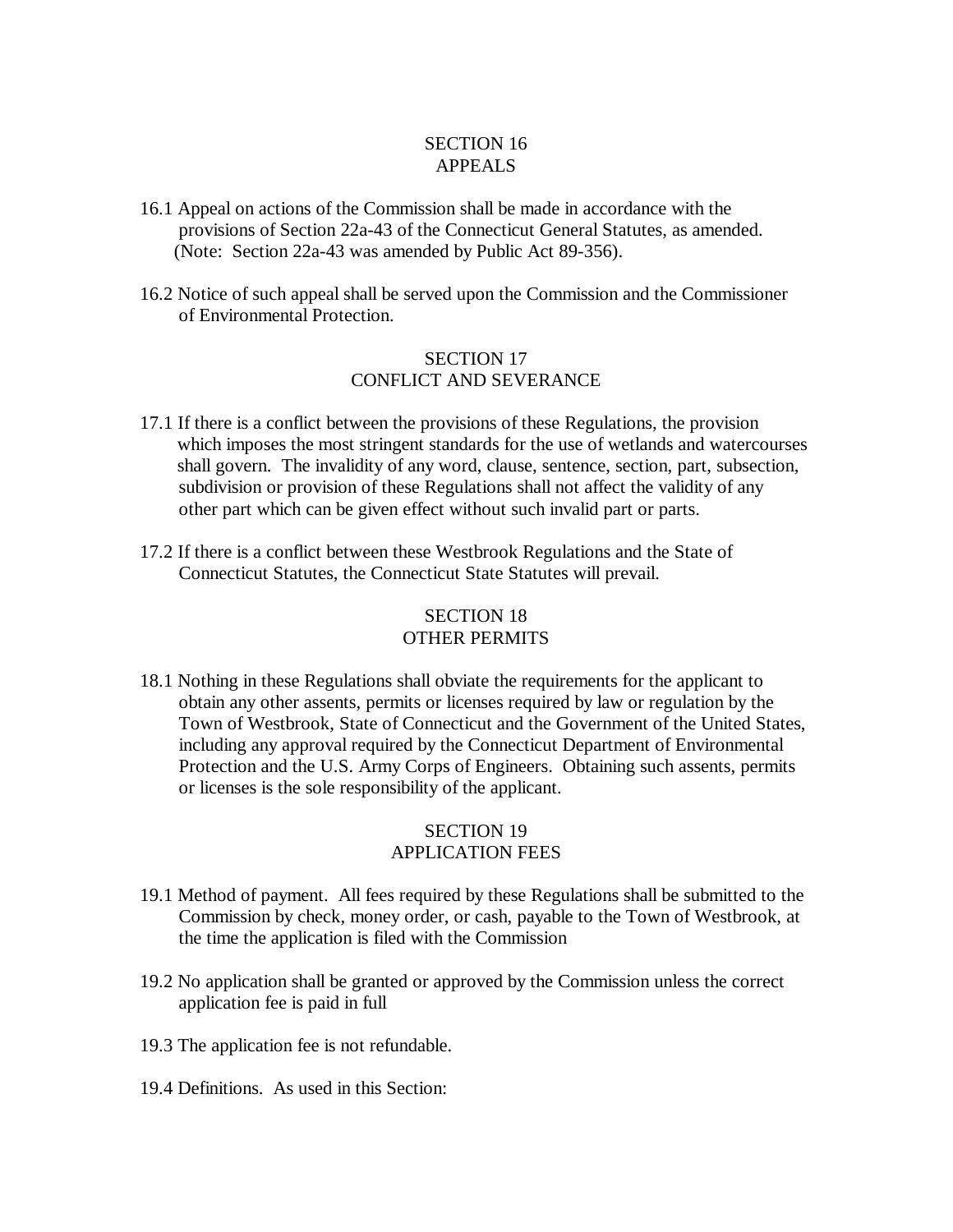## SECTION 16
## APPEALS

16.1 Appeal on actions of the Commission shall be made in accordance with the provisions of Section 22a-43 of the Connecticut General Statutes, as amended. (Note: Section 22a-43 was amended by Public Act 89-356).

16.2 Notice of such appeal shall be served upon the Commission and the Commissioner of Environmental Protection.

## SECTION 17
## CONFLICT AND SEVERANCE

17.1 If there is a conflict between the provisions of these Regulations, the provision which imposes the most stringent standards for the use of wetlands and watercourses shall govern. The invalidity of any word, clause, sentence, section, part, subsection, subdivision or provision of these Regulations shall not affect the validity of any other part which can be given effect without such invalid part or parts.

17.2 If there is a conflict between these Westbrook Regulations and the State of Connecticut Statutes, the Connecticut State Statutes will prevail.

## SECTION 18
## OTHER PERMITS

18.1 Nothing in these Regulations shall obviate the requirements for the applicant to obtain any other assents, permits or licenses required by law or regulation by the Town of Westbrook, State of Connecticut and the Government of the United States, including any approval required by the Connecticut Department of Environmental Protection and the U.S. Army Corps of Engineers. Obtaining such assents, permits or licenses is the sole responsibility of the applicant.

## SECTION 19
## APPLICATION FEES

19.1 Method of payment. All fees required by these Regulations shall be submitted to the Commission by check, money order, or cash, payable to the Town of Westbrook, at the time the application is filed with the Commission

19.2 No application shall be granted or approved by the Commission unless the correct application fee is paid in full

19.3 The application fee is not refundable.

19.4 Definitions. As used in this Section: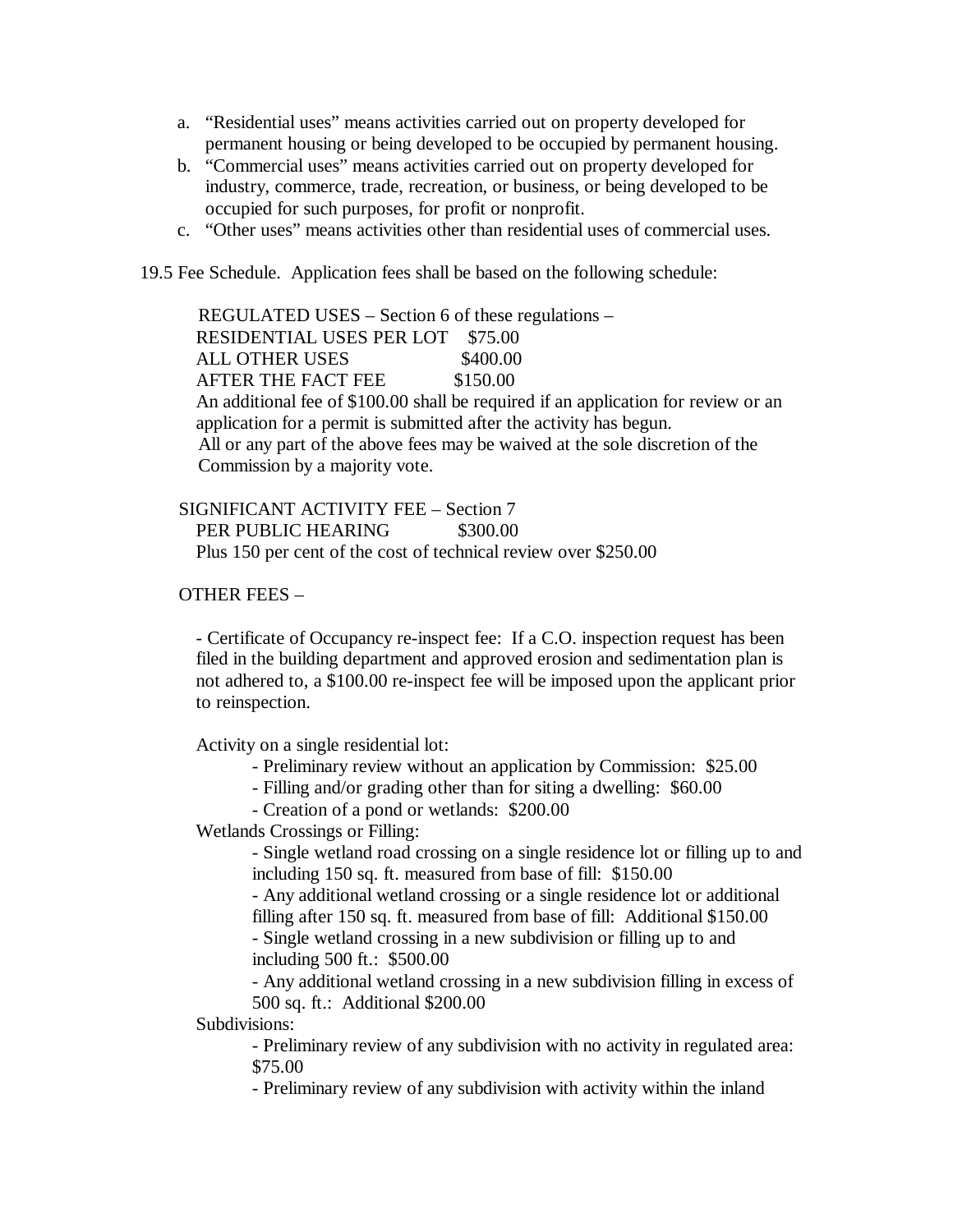a. "Residential uses" means activities carried out on property developed for permanent housing or being developed to be occupied by permanent housing.
b. "Commercial uses" means activities carried out on property developed for industry, commerce, trade, recreation, or business, or being developed to be occupied for such purposes, for profit or nonprofit.
c. "Other uses" means activities other than residential uses of commercial uses.

19.5 Fee Schedule. Application fees shall be based on the following schedule:

REGULATED USES – Section 6 of these regulations –
RESIDENTIAL USES PER LOT $75.00
ALL OTHER USES $400.00
AFTER THE FACT FEE $150.00
An additional fee of $100.00 shall be required if an application for review or an application for a permit is submitted after the activity has begun.
All or any part of the above fees may be waived at the sole discretion of the Commission by a majority vote.

SIGNIFICANT ACTIVITY FEE – Section 7
PER PUBLIC HEARING $300.00
Plus 150 per cent of the cost of technical review over $250.00

OTHER FEES –

- Certificate of Occupancy re-inspect fee: If a C.O. inspection request has been filed in the building department and approved erosion and sedimentation plan is not adhered to, a $100.00 re-inspect fee will be imposed upon the applicant prior to reinspection.

Activity on a single residential lot:
- Preliminary review without an application by Commission: $25.00
- Filling and/or grading other than for siting a dwelling: $60.00
- Creation of a pond or wetlands: $200.00

Wetlands Crossings or Filling:
- Single wetland road crossing on a single residence lot or filling up to and including 150 sq. ft. measured from base of fill: $150.00
- Any additional wetland crossing or a single residence lot or additional filling after 150 sq. ft. measured from base of fill: Additional $150.00
- Single wetland crossing in a new subdivision or filling up to and including 500 ft.: $500.00
- Any additional wetland crossing in a new subdivision filling in excess of 500 sq. ft.: Additional $200.00

Subdivisions:
- Preliminary review of any subdivision with no activity in regulated area: $75.00
- Preliminary review of any subdivision with activity within the inland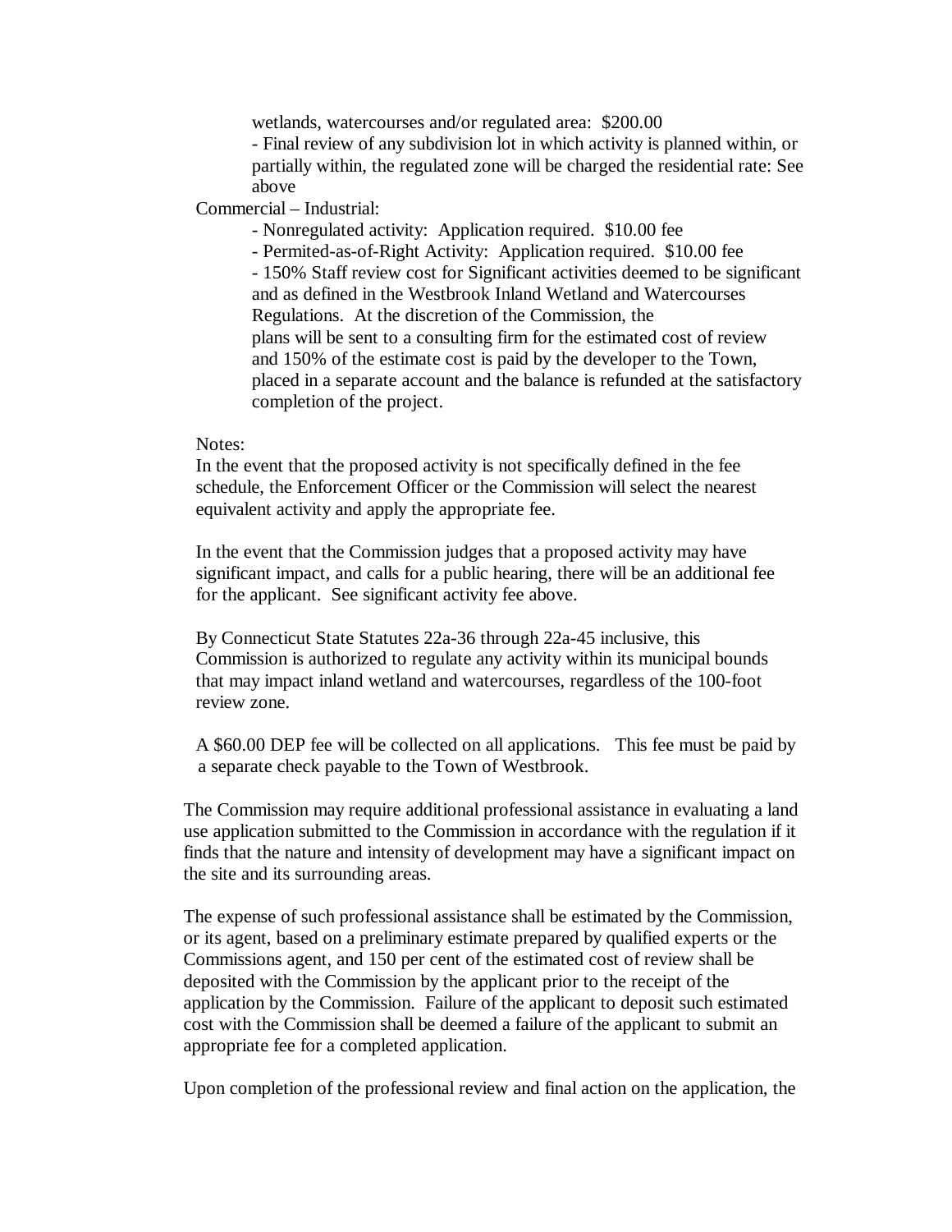wetlands, watercourses and/or regulated area: $200.00

- Final review of any subdivision lot in which activity is planned within, or partially within, the regulated zone will be charged the residential rate: See above

Commercial – Industrial:

- Nonregulated activity: Application required. $10.00 fee
- Permited-as-of-Right Activity: Application required. $10.00 fee
- 150% Staff review cost for Significant activities deemed to be significant and as defined in the Westbrook Inland Wetland and Watercourses Regulations. At the discretion of the Commission, the plans will be sent to a consulting firm for the estimated cost of review and 150% of the estimate cost is paid by the developer to the Town, placed in a separate account and the balance is refunded at the satisfactory completion of the project.

Notes:

In the event that the proposed activity is not specifically defined in the fee schedule, the Enforcement Officer or the Commission will select the nearest equivalent activity and apply the appropriate fee.

In the event that the Commission judges that a proposed activity may have significant impact, and calls for a public hearing, there will be an additional fee for the applicant. See significant activity fee above.

By Connecticut State Statutes 22a-36 through 22a-45 inclusive, this Commission is authorized to regulate any activity within its municipal bounds that may impact inland wetland and watercourses, regardless of the 100-foot review zone.

A $60.00 DEP fee will be collected on all applications. This fee must be paid by a separate check payable to the Town of Westbrook.

The Commission may require additional professional assistance in evaluating a land use application submitted to the Commission in accordance with the regulation if it finds that the nature and intensity of development may have a significant impact on the site and its surrounding areas.

The expense of such professional assistance shall be estimated by the Commission, or its agent, based on a preliminary estimate prepared by qualified experts or the Commissions agent, and 150 per cent of the estimated cost of review shall be deposited with the Commission by the applicant prior to the receipt of the application by the Commission. Failure of the applicant to deposit such estimated cost with the Commission shall be deemed a failure of the applicant to submit an appropriate fee for a completed application.

Upon completion of the professional review and final action on the application, the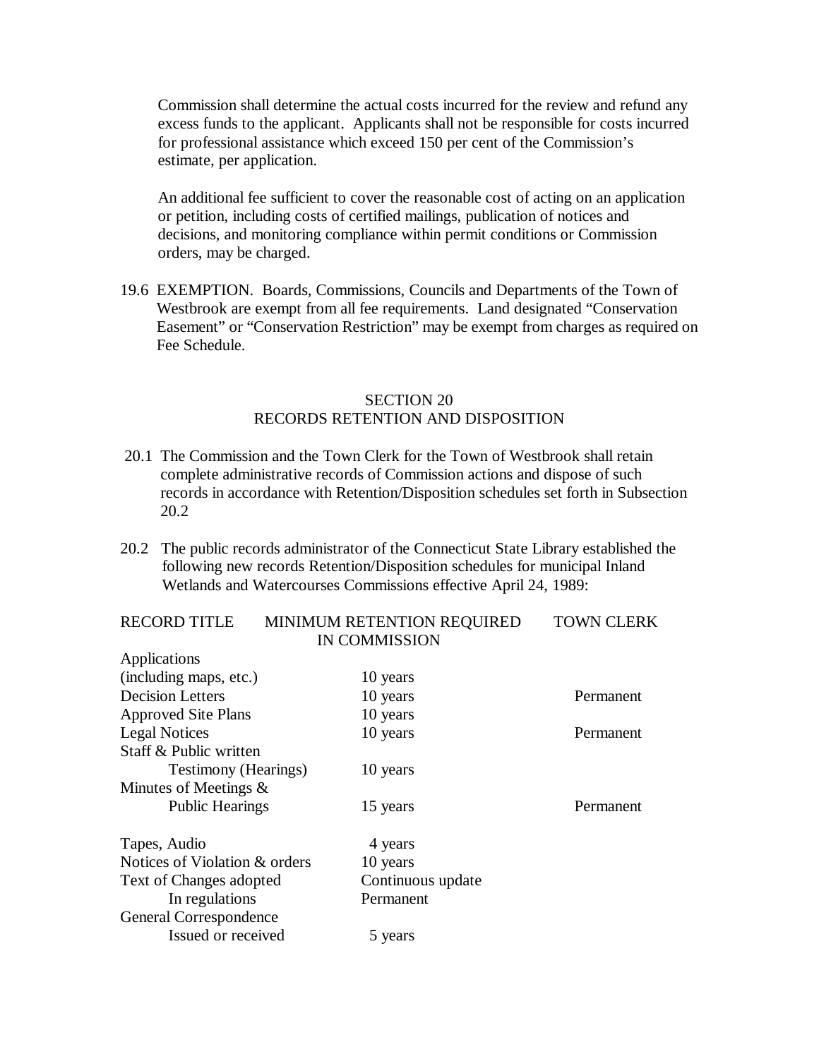Commission shall determine the actual costs incurred for the review and refund any excess funds to the applicant. Applicants shall not be responsible for costs incurred for professional assistance which exceed 150 per cent of the Commission's estimate, per application.

An additional fee sufficient to cover the reasonable cost of acting on an application or petition, including costs of certified mailings, publication of notices and decisions, and monitoring compliance within permit conditions or Commission orders, may be charged.

19.6 EXEMPTION. Boards, Commissions, Councils and Departments of the Town of Westbrook are exempt from all fee requirements. Land designated "Conservation Easement" or "Conservation Restriction" may be exempt from charges as required on Fee Schedule.

## SECTION 20
## RECORDS RETENTION AND DISPOSITION

20.1 The Commission and the Town Clerk for the Town of Westbrook shall retain complete administrative records of Commission actions and dispose of such records in accordance with Retention/Disposition schedules set forth in Subsection 20.2

20.2 The public records administrator of the Connecticut State Library established the following new records Retention/Disposition schedules for municipal Inland Wetlands and Watercourses Commissions effective April 24, 1989:

| RECORD TITLE | MINIMUM RETENTION REQUIRED IN COMMISSION | TOWN CLERK |
|---|---|---|
| Applications (including maps, etc.) | 10 years | |
| Decision Letters | 10 years | Permanent |
| Approved Site Plans | 10 years | |
| Legal Notices | 10 years | Permanent |
| Staff & Public written Testimony (Hearings) | 10 years | |
| Minutes of Meetings & Public Hearings | 15 years | Permanent |
| Tapes, Audio | 4 years | |
| Notices of Violation & orders | 10 years | |
| Text of Changes adopted In regulations | Continuous update Permanent | |
| General Correspondence Issued or received | 5 years | |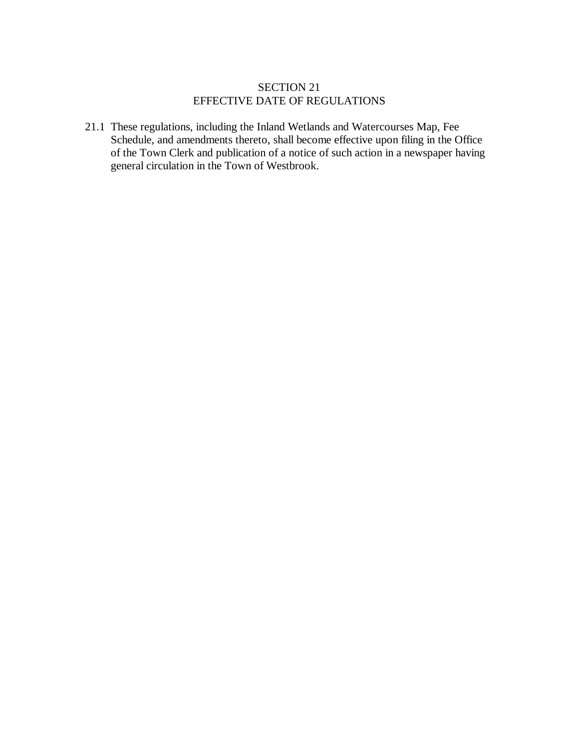# SECTION 21
# EFFECTIVE DATE OF REGULATIONS

21.1 These regulations, including the Inland Wetlands and Watercourses Map, Fee Schedule, and amendments thereto, shall become effective upon filing in the Office of the Town Clerk and publication of a notice of such action in a newspaper having general circulation in the Town of Westbrook.